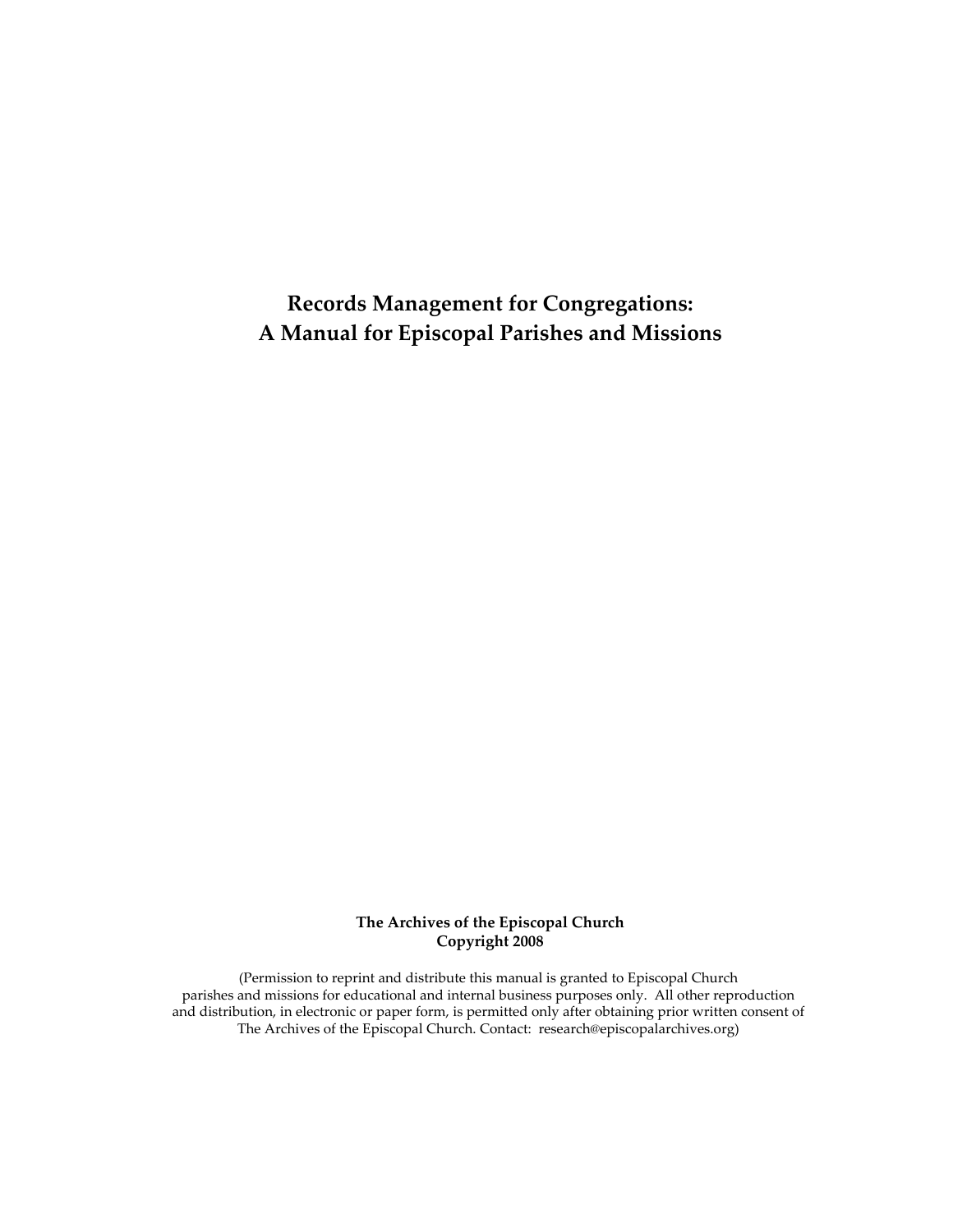# Records Management for Congregations:
# A Manual for Episcopal Parishes and Missions

**The Archives of the Episcopal Church**
**Copyright 2008**

(Permission to reprint and distribute this manual is granted to Episcopal Church parishes and missions for educational and internal business purposes only. All other reproduction and distribution, in electronic or paper form, is permitted only after obtaining prior written consent of The Archives of the Episcopal Church. Contact: research@episcopalarchives.org)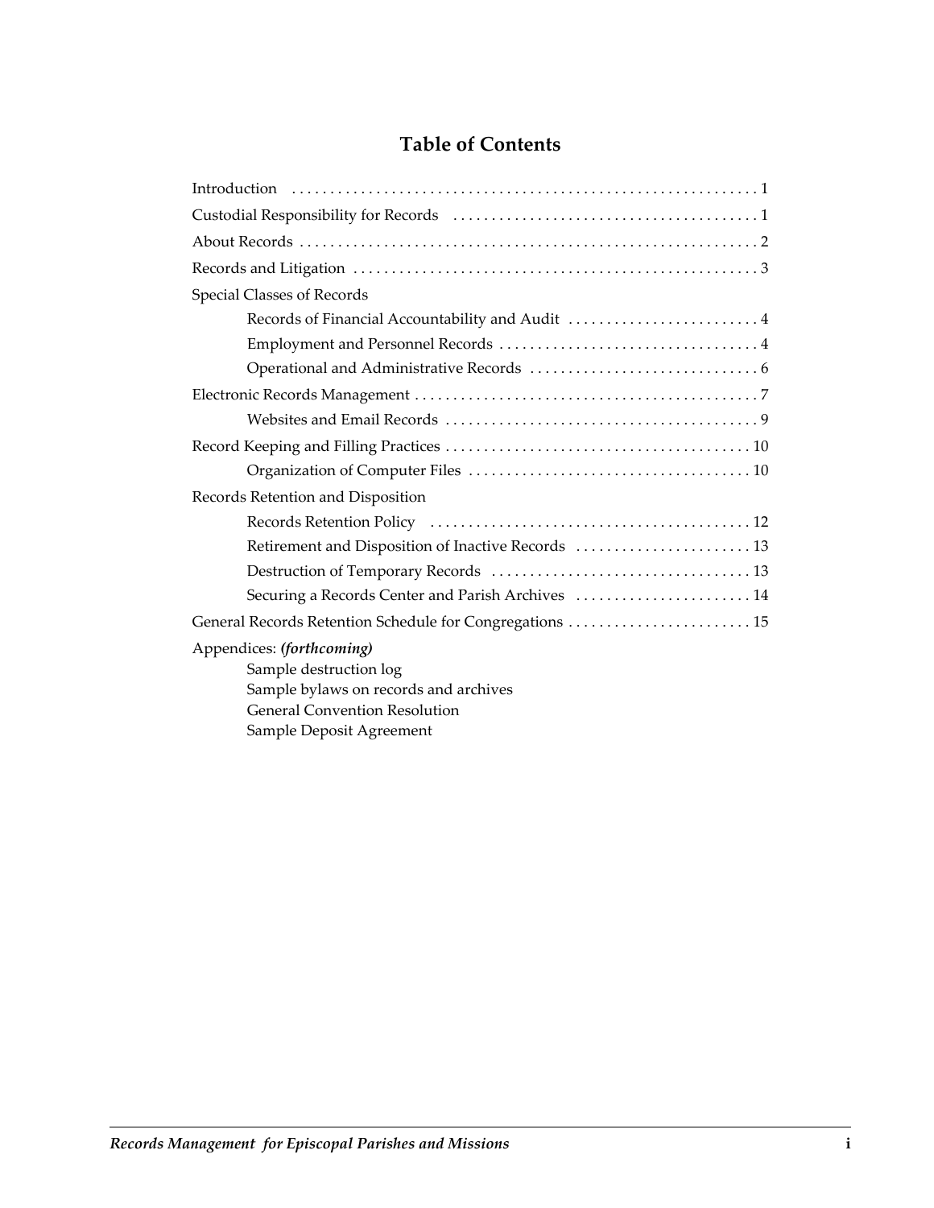# Table of Contents

- Introduction . . . . . . 1
- Custodial Responsibility for Records . . . . . . 1
- About Records . . . . . . 2
- Records and Litigation . . . . . . 3
- Special Classes of Records
  - Records of Financial Accountability and Audit . . . . . . 4
  - Employment and Personnel Records . . . . . . 4
  - Operational and Administrative Records . . . . . . 6
- Electronic Records Management . . . . . . 7
  - Websites and Email Records . . . . . . 9
- Record Keeping and Filling Practices . . . . . . 10
  - Organization of Computer Files . . . . . . 10
- Records Retention and Disposition
  - Records Retention Policy . . . . . . 12
  - Retirement and Disposition of Inactive Records . . . . . . 13
  - Destruction of Temporary Records . . . . . . 13
  - Securing a Records Center and Parish Archives . . . . . . 14
- General Records Retention Schedule for Congregations . . . . . . 15
- Appendices: ***(forthcoming)***
  - Sample destruction log
  - Sample bylaws on records and archives
  - General Convention Resolution
  - Sample Deposit Agreement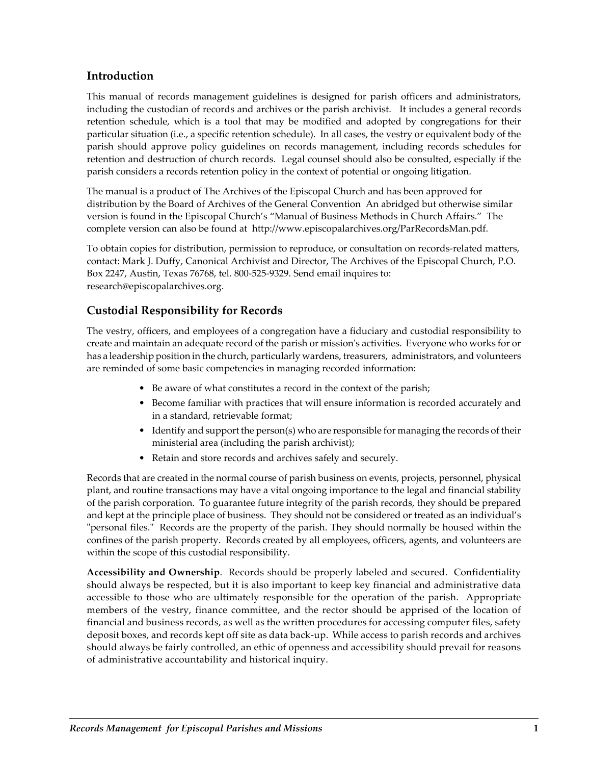## Introduction

This manual of records management guidelines is designed for parish officers and administrators, including the custodian of records and archives or the parish archivist. It includes a general records retention schedule, which is a tool that may be modified and adopted by congregations for their particular situation (i.e., a specific retention schedule). In all cases, the vestry or equivalent body of the parish should approve policy guidelines on records management, including records schedules for retention and destruction of church records. Legal counsel should also be consulted, especially if the parish considers a records retention policy in the context of potential or ongoing litigation.

The manual is a product of The Archives of the Episcopal Church and has been approved for distribution by the Board of Archives of the General Convention An abridged but otherwise similar version is found in the Episcopal Church's "Manual of Business Methods in Church Affairs." The complete version can also be found at http://www.episcopalarchives.org/ParRecordsMan.pdf.

To obtain copies for distribution, permission to reproduce, or consultation on records-related matters, contact: Mark J. Duffy, Canonical Archivist and Director, The Archives of the Episcopal Church, P.O. Box 2247, Austin, Texas 76768, tel. 800-525-9329. Send email inquires to: research@episcopalarchives.org.

## Custodial Responsibility for Records

The vestry, officers, and employees of a congregation have a fiduciary and custodial responsibility to create and maintain an adequate record of the parish or mission's activities. Everyone who works for or has a leadership position in the church, particularly wardens, treasurers, administrators, and volunteers are reminded of some basic competencies in managing recorded information:

- Be aware of what constitutes a record in the context of the parish;
- Become familiar with practices that will ensure information is recorded accurately and in a standard, retrievable format;
- Identify and support the person(s) who are responsible for managing the records of their ministerial area (including the parish archivist);
- Retain and store records and archives safely and securely.

Records that are created in the normal course of parish business on events, projects, personnel, physical plant, and routine transactions may have a vital ongoing importance to the legal and financial stability of the parish corporation. To guarantee future integrity of the parish records, they should be prepared and kept at the principle place of business. They should not be considered or treated as an individual's "personal files." Records are the property of the parish. They should normally be housed within the confines of the parish property. Records created by all employees, officers, agents, and volunteers are within the scope of this custodial responsibility.

**Accessibility and Ownership**. Records should be properly labeled and secured. Confidentiality should always be respected, but it is also important to keep key financial and administrative data accessible to those who are ultimately responsible for the operation of the parish. Appropriate members of the vestry, finance committee, and the rector should be apprised of the location of financial and business records, as well as the written procedures for accessing computer files, safety deposit boxes, and records kept off site as data back-up. While access to parish records and archives should always be fairly controlled, an ethic of openness and accessibility should prevail for reasons of administrative accountability and historical inquiry.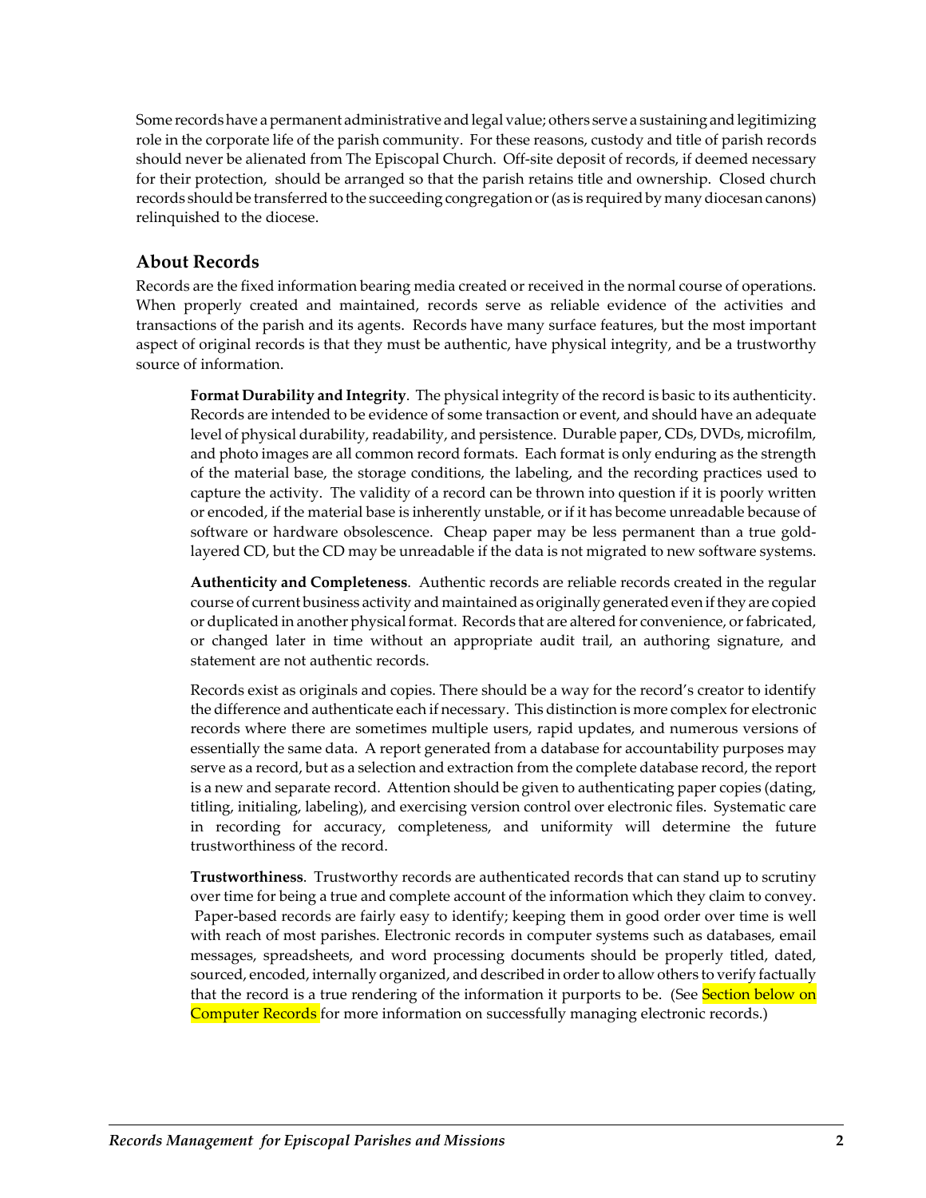Some records have a permanent administrative and legal value; others serve a sustaining and legitimizing role in the corporate life of the parish community. For these reasons, custody and title of parish records should never be alienated from The Episcopal Church. Off-site deposit of records, if deemed necessary for their protection, should be arranged so that the parish retains title and ownership. Closed church records should be transferred to the succeeding congregation or (as is required by many diocesan canons) relinquished to the diocese.

## About Records

Records are the fixed information bearing media created or received in the normal course of operations. When properly created and maintained, records serve as reliable evidence of the activities and transactions of the parish and its agents. Records have many surface features, but the most important aspect of original records is that they must be authentic, have physical integrity, and be a trustworthy source of information.

**Format Durability and Integrity**. The physical integrity of the record is basic to its authenticity. Records are intended to be evidence of some transaction or event, and should have an adequate level of physical durability, readability, and persistence. Durable paper, CDs, DVDs, microfilm, and photo images are all common record formats. Each format is only enduring as the strength of the material base, the storage conditions, the labeling, and the recording practices used to capture the activity. The validity of a record can be thrown into question if it is poorly written or encoded, if the material base is inherently unstable, or if it has become unreadable because of software or hardware obsolescence. Cheap paper may be less permanent than a true gold-layered CD, but the CD may be unreadable if the data is not migrated to new software systems.

**Authenticity and Completeness**. Authentic records are reliable records created in the regular course of current business activity and maintained as originally generated even if they are copied or duplicated in another physical format. Records that are altered for convenience, or fabricated, or changed later in time without an appropriate audit trail, an authoring signature, and statement are not authentic records.

Records exist as originals and copies. There should be a way for the record's creator to identify the difference and authenticate each if necessary. This distinction is more complex for electronic records where there are sometimes multiple users, rapid updates, and numerous versions of essentially the same data. A report generated from a database for accountability purposes may serve as a record, but as a selection and extraction from the complete database record, the report is a new and separate record. Attention should be given to authenticating paper copies (dating, titling, initialing, labeling), and exercising version control over electronic files. Systematic care in recording for accuracy, completeness, and uniformity will determine the future trustworthiness of the record.

**Trustworthiness**. Trustworthy records are authenticated records that can stand up to scrutiny over time for being a true and complete account of the information which they claim to convey. Paper-based records are fairly easy to identify; keeping them in good order over time is well with reach of most parishes. Electronic records in computer systems such as databases, email messages, spreadsheets, and word processing documents should be properly titled, dated, sourced, encoded, internally organized, and described in order to allow others to verify factually that the record is a true rendering of the information it purports to be. (See Section below on Computer Records for more information on successfully managing electronic records.)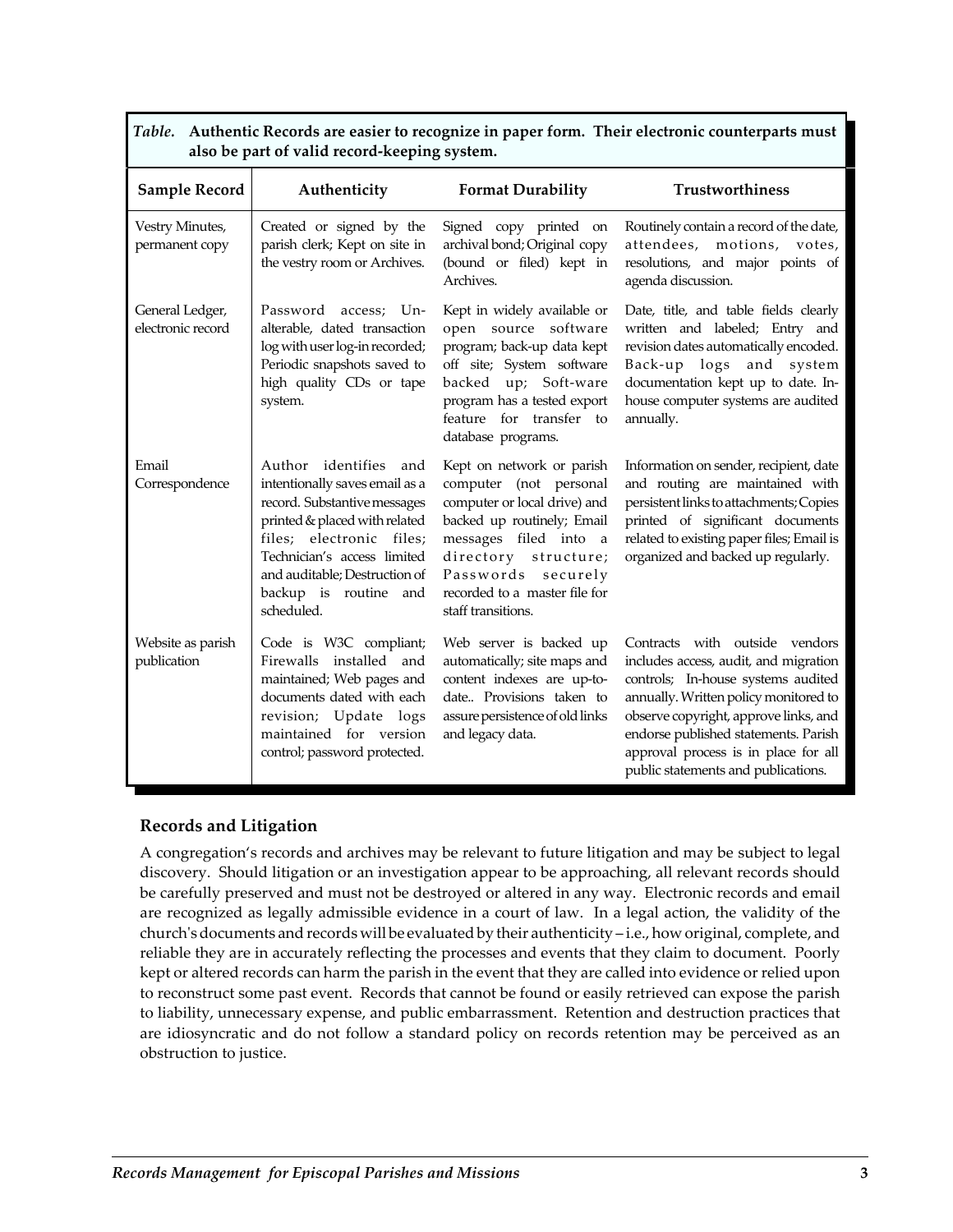*Table.* **Authentic Records are easier to recognize in paper form. Their electronic counterparts must also be part of valid record-keeping system.**

| Sample Record | Authenticity | Format Durability | Trustworthiness |
|---|---|---|---|
| Vestry Minutes, permanent copy | Created or signed by the parish clerk; Kept on site in the vestry room or Archives. | Signed copy printed on archival bond; Original copy (bound or filed) kept in Archives. | Routinely contain a record of the date, attendees, motions, votes, resolutions, and major points of agenda discussion. |
| General Ledger, electronic record | Password access; Un-alterable, dated transaction log with user log-in recorded; Periodic snapshots saved to high quality CDs or tape system. | Kept in widely available or open source software program; back-up data kept off site; System software backed up; Soft-ware program has a tested export feature for transfer to database programs. | Date, title, and table fields clearly written and labeled; Entry and revision dates automatically encoded. Back-up logs and system documentation kept up to date. In-house computer systems are audited annually. |
| Email Correspondence | Author identifies and intentionally saves email as a record. Substantive messages printed & placed with related files; electronic files; Technician's access limited and auditable; Destruction of backup is routine and scheduled. | Kept on network or parish computer (not personal computer or local drive) and backed up routinely; Email messages filed into a directory structure; Passwords securely recorded to a master file for staff transitions. | Information on sender, recipient, date and routing are maintained with persistent links to attachments; Copies printed of significant documents related to existing paper files; Email is organized and backed up regularly. |
| Website as parish publication | Code is W3C compliant; Firewalls installed and maintained; Web pages and documents dated with each revision; Update logs maintained for version control; password protected. | Web server is backed up automatically; site maps and content indexes are up-to-date.. Provisions taken to assure persistence of old links and legacy data. | Contracts with outside vendors includes access, audit, and migration controls; In-house systems audited annually. Written policy monitored to observe copyright, approve links, and endorse published statements. Parish approval process is in place for all public statements and publications. |

## Records and Litigation

A congregation's records and archives may be relevant to future litigation and may be subject to legal discovery. Should litigation or an investigation appear to be approaching, all relevant records should be carefully preserved and must not be destroyed or altered in any way. Electronic records and email are recognized as legally admissible evidence in a court of law. In a legal action, the validity of the church's documents and records will be evaluated by their authenticity – i.e., how original, complete, and reliable they are in accurately reflecting the processes and events that they claim to document. Poorly kept or altered records can harm the parish in the event that they are called into evidence or relied upon to reconstruct some past event. Records that cannot be found or easily retrieved can expose the parish to liability, unnecessary expense, and public embarrassment. Retention and destruction practices that are idiosyncratic and do not follow a standard policy on records retention may be perceived as an obstruction to justice.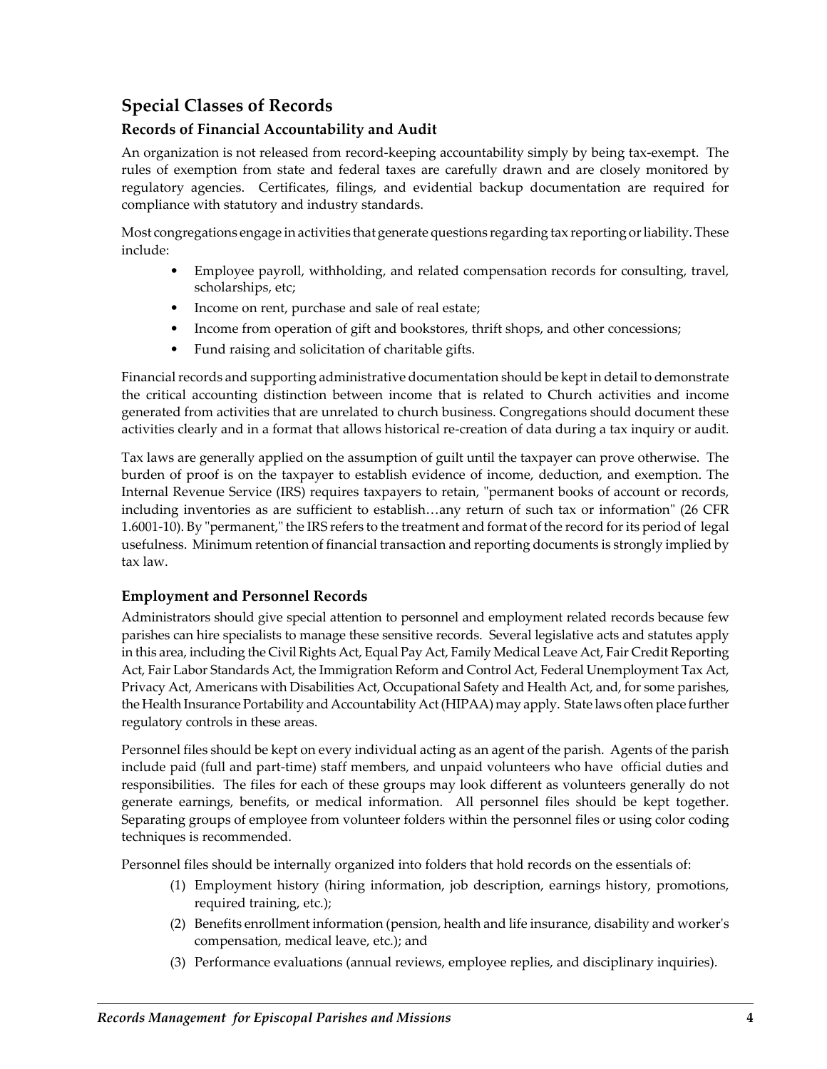## Special Classes of Records

### Records of Financial Accountability and Audit

An organization is not released from record-keeping accountability simply by being tax-exempt. The rules of exemption from state and federal taxes are carefully drawn and are closely monitored by regulatory agencies. Certificates, filings, and evidential backup documentation are required for compliance with statutory and industry standards.

Most congregations engage in activities that generate questions regarding tax reporting or liability. These include:

- Employee payroll, withholding, and related compensation records for consulting, travel, scholarships, etc;
- Income on rent, purchase and sale of real estate;
- Income from operation of gift and bookstores, thrift shops, and other concessions;
- Fund raising and solicitation of charitable gifts.

Financial records and supporting administrative documentation should be kept in detail to demonstrate the critical accounting distinction between income that is related to Church activities and income generated from activities that are unrelated to church business. Congregations should document these activities clearly and in a format that allows historical re-creation of data during a tax inquiry or audit.

Tax laws are generally applied on the assumption of guilt until the taxpayer can prove otherwise. The burden of proof is on the taxpayer to establish evidence of income, deduction, and exemption. The Internal Revenue Service (IRS) requires taxpayers to retain, "permanent books of account or records, including inventories as are sufficient to establish…any return of such tax or information" (26 CFR 1.6001-10). By "permanent," the IRS refers to the treatment and format of the record for its period of legal usefulness. Minimum retention of financial transaction and reporting documents is strongly implied by tax law.

### Employment and Personnel Records

Administrators should give special attention to personnel and employment related records because few parishes can hire specialists to manage these sensitive records. Several legislative acts and statutes apply in this area, including the Civil Rights Act, Equal Pay Act, Family Medical Leave Act, Fair Credit Reporting Act, Fair Labor Standards Act, the Immigration Reform and Control Act, Federal Unemployment Tax Act, Privacy Act, Americans with Disabilities Act, Occupational Safety and Health Act, and, for some parishes, the Health Insurance Portability and Accountability Act (HIPAA) may apply. State laws often place further regulatory controls in these areas.

Personnel files should be kept on every individual acting as an agent of the parish. Agents of the parish include paid (full and part-time) staff members, and unpaid volunteers who have official duties and responsibilities. The files for each of these groups may look different as volunteers generally do not generate earnings, benefits, or medical information. All personnel files should be kept together. Separating groups of employee from volunteer folders within the personnel files or using color coding techniques is recommended.

Personnel files should be internally organized into folders that hold records on the essentials of:

1. Employment history (hiring information, job description, earnings history, promotions, required training, etc.);
2. Benefits enrollment information (pension, health and life insurance, disability and worker's compensation, medical leave, etc.); and
3. Performance evaluations (annual reviews, employee replies, and disciplinary inquiries).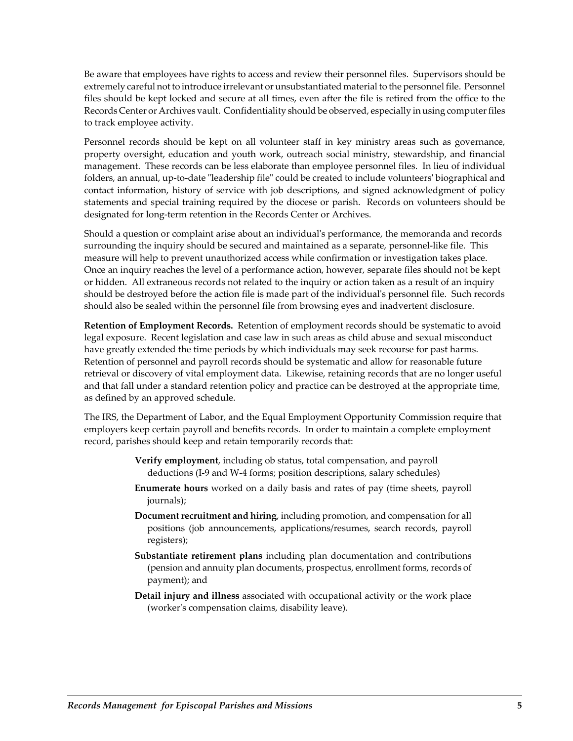Be aware that employees have rights to access and review their personnel files. Supervisors should be extremely careful not to introduce irrelevant or unsubstantiated material to the personnel file. Personnel files should be kept locked and secure at all times, even after the file is retired from the office to the Records Center or Archives vault. Confidentiality should be observed, especially in using computer files to track employee activity.

Personnel records should be kept on all volunteer staff in key ministry areas such as governance, property oversight, education and youth work, outreach social ministry, stewardship, and financial management. These records can be less elaborate than employee personnel files. In lieu of individual folders, an annual, up-to-date "leadership file" could be created to include volunteers' biographical and contact information, history of service with job descriptions, and signed acknowledgment of policy statements and special training required by the diocese or parish. Records on volunteers should be designated for long-term retention in the Records Center or Archives.

Should a question or complaint arise about an individual's performance, the memoranda and records surrounding the inquiry should be secured and maintained as a separate, personnel-like file. This measure will help to prevent unauthorized access while confirmation or investigation takes place. Once an inquiry reaches the level of a performance action, however, separate files should not be kept or hidden. All extraneous records not related to the inquiry or action taken as a result of an inquiry should be destroyed before the action file is made part of the individual's personnel file. Such records should also be sealed within the personnel file from browsing eyes and inadvertent disclosure.

**Retention of Employment Records.** Retention of employment records should be systematic to avoid legal exposure. Recent legislation and case law in such areas as child abuse and sexual misconduct have greatly extended the time periods by which individuals may seek recourse for past harms. Retention of personnel and payroll records should be systematic and allow for reasonable future retrieval or discovery of vital employment data. Likewise, retaining records that are no longer useful and that fall under a standard retention policy and practice can be destroyed at the appropriate time, as defined by an approved schedule.

The IRS, the Department of Labor, and the Equal Employment Opportunity Commission require that employers keep certain payroll and benefits records. In order to maintain a complete employment record, parishes should keep and retain temporarily records that:

- **Verify employment**, including ob status, total compensation, and payroll deductions (I-9 and W-4 forms; position descriptions, salary schedules)
- **Enumerate hours** worked on a daily basis and rates of pay (time sheets, payroll journals);
- **Document recruitment and hiring**, including promotion, and compensation for all positions (job announcements, applications/resumes, search records, payroll registers);
- **Substantiate retirement plans** including plan documentation and contributions (pension and annuity plan documents, prospectus, enrollment forms, records of payment); and
- **Detail injury and illness** associated with occupational activity or the work place (worker's compensation claims, disability leave).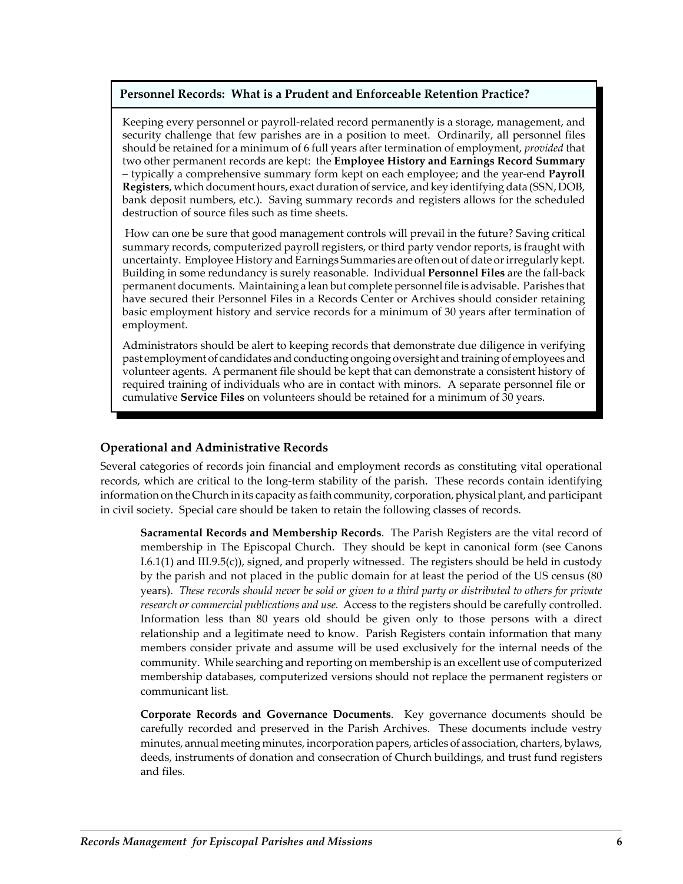### Personnel Records: What is a Prudent and Enforceable Retention Practice?

Keeping every personnel or payroll-related record permanently is a storage, management, and security challenge that few parishes are in a position to meet. Ordinarily, all personnel files should be retained for a minimum of 6 full years after termination of employment, *provided* that two other permanent records are kept: the **Employee History and Earnings Record Summary** – typically a comprehensive summary form kept on each employee; and the year-end **Payroll Registers**, which document hours, exact duration of service, and key identifying data (SSN, DOB, bank deposit numbers, etc.). Saving summary records and registers allows for the scheduled destruction of source files such as time sheets.

How can one be sure that good management controls will prevail in the future? Saving critical summary records, computerized payroll registers, or third party vendor reports, is fraught with uncertainty. Employee History and Earnings Summaries are often out of date or irregularly kept. Building in some redundancy is surely reasonable. Individual **Personnel Files** are the fall-back permanent documents. Maintaining a lean but complete personnel file is advisable. Parishes that have secured their Personnel Files in a Records Center or Archives should consider retaining basic employment history and service records for a minimum of 30 years after termination of employment.

Administrators should be alert to keeping records that demonstrate due diligence in verifying past employment of candidates and conducting ongoing oversight and training of employees and volunteer agents. A permanent file should be kept that can demonstrate a consistent history of required training of individuals who are in contact with minors. A separate personnel file or cumulative **Service Files** on volunteers should be retained for a minimum of 30 years.

### Operational and Administrative Records

Several categories of records join financial and employment records as constituting vital operational records, which are critical to the long-term stability of the parish. These records contain identifying information on the Church in its capacity as faith community, corporation, physical plant, and participant in civil society. Special care should be taken to retain the following classes of records.

**Sacramental Records and Membership Records**. The Parish Registers are the vital record of membership in The Episcopal Church. They should be kept in canonical form (see Canons I.6.1(1) and III.9.5(c)), signed, and properly witnessed. The registers should be held in custody by the parish and not placed in the public domain for at least the period of the US census (80 years). *These records should never be sold or given to a third party or distributed to others for private research or commercial publications and use.* Access to the registers should be carefully controlled. Information less than 80 years old should be given only to those persons with a direct relationship and a legitimate need to know. Parish Registers contain information that many members consider private and assume will be used exclusively for the internal needs of the community. While searching and reporting on membership is an excellent use of computerized membership databases, computerized versions should not replace the permanent registers or communicant list.

**Corporate Records and Governance Documents**. Key governance documents should be carefully recorded and preserved in the Parish Archives. These documents include vestry minutes, annual meeting minutes, incorporation papers, articles of association, charters, bylaws, deeds, instruments of donation and consecration of Church buildings, and trust fund registers and files.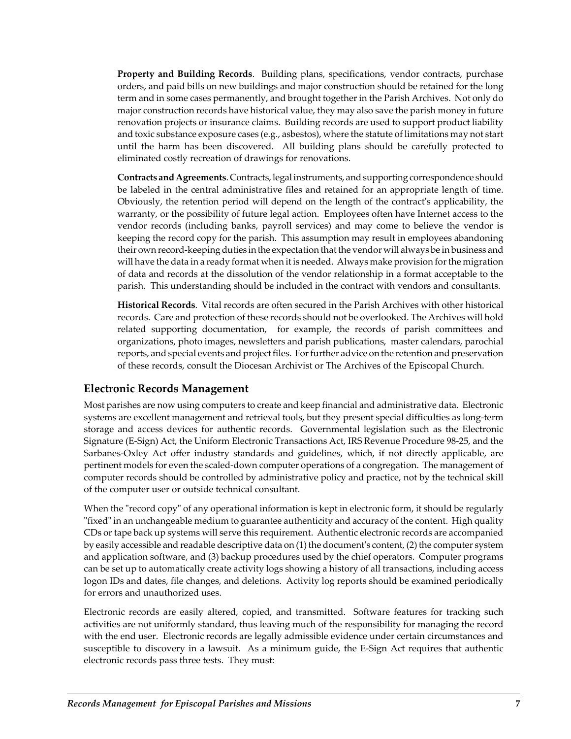**Property and Building Records**. Building plans, specifications, vendor contracts, purchase orders, and paid bills on new buildings and major construction should be retained for the long term and in some cases permanently, and brought together in the Parish Archives. Not only do major construction records have historical value, they may also save the parish money in future renovation projects or insurance claims. Building records are used to support product liability and toxic substance exposure cases (e.g., asbestos), where the statute of limitations may not start until the harm has been discovered. All building plans should be carefully protected to eliminated costly recreation of drawings for renovations.

**Contracts and Agreements**. Contracts, legal instruments, and supporting correspondence should be labeled in the central administrative files and retained for an appropriate length of time. Obviously, the retention period will depend on the length of the contract's applicability, the warranty, or the possibility of future legal action. Employees often have Internet access to the vendor records (including banks, payroll services) and may come to believe the vendor is keeping the record copy for the parish. This assumption may result in employees abandoning their own record-keeping duties in the expectation that the vendor will always be in business and will have the data in a ready format when it is needed. Always make provision for the migration of data and records at the dissolution of the vendor relationship in a format acceptable to the parish. This understanding should be included in the contract with vendors and consultants.

**Historical Records**. Vital records are often secured in the Parish Archives with other historical records. Care and protection of these records should not be overlooked. The Archives will hold related supporting documentation, for example, the records of parish committees and organizations, photo images, newsletters and parish publications, master calendars, parochial reports, and special events and project files. For further advice on the retention and preservation of these records, consult the Diocesan Archivist or The Archives of the Episcopal Church.

## Electronic Records Management

Most parishes are now using computers to create and keep financial and administrative data. Electronic systems are excellent management and retrieval tools, but they present special difficulties as long-term storage and access devices for authentic records. Governmental legislation such as the Electronic Signature (E-Sign) Act, the Uniform Electronic Transactions Act, IRS Revenue Procedure 98-25, and the Sarbanes-Oxley Act offer industry standards and guidelines, which, if not directly applicable, are pertinent models for even the scaled-down computer operations of a congregation. The management of computer records should be controlled by administrative policy and practice, not by the technical skill of the computer user or outside technical consultant.

When the "record copy" of any operational information is kept in electronic form, it should be regularly "fixed" in an unchangeable medium to guarantee authenticity and accuracy of the content. High quality CDs or tape back up systems will serve this requirement. Authentic electronic records are accompanied by easily accessible and readable descriptive data on (1) the document's content, (2) the computer system and application software, and (3) backup procedures used by the chief operators. Computer programs can be set up to automatically create activity logs showing a history of all transactions, including access logon IDs and dates, file changes, and deletions. Activity log reports should be examined periodically for errors and unauthorized uses.

Electronic records are easily altered, copied, and transmitted. Software features for tracking such activities are not uniformly standard, thus leaving much of the responsibility for managing the record with the end user. Electronic records are legally admissible evidence under certain circumstances and susceptible to discovery in a lawsuit. As a minimum guide, the E-Sign Act requires that authentic electronic records pass three tests. They must: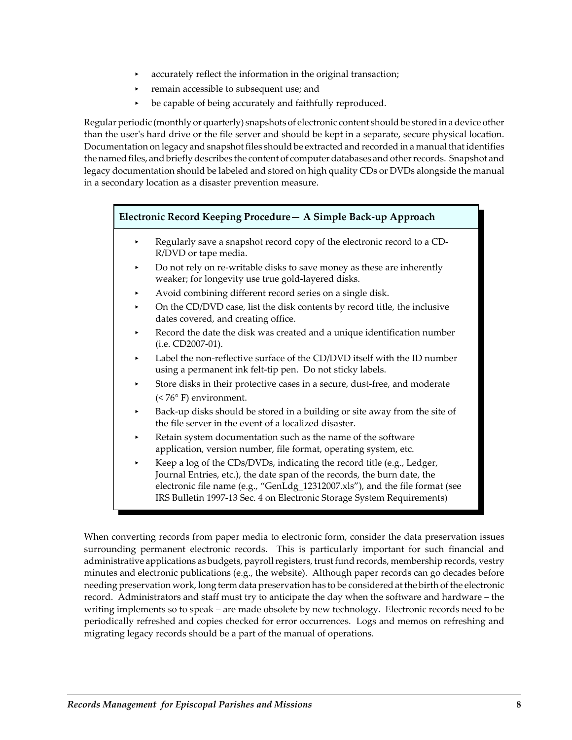- accurately reflect the information in the original transaction;
- remain accessible to subsequent use; and
- be capable of being accurately and faithfully reproduced.

Regular periodic (monthly or quarterly) snapshots of electronic content should be stored in a device other than the user's hard drive or the file server and should be kept in a separate, secure physical location. Documentation on legacy and snapshot files should be extracted and recorded in a manual that identifies the named files, and briefly describes the content of computer databases and other records. Snapshot and legacy documentation should be labeled and stored on high quality CDs or DVDs alongside the manual in a secondary location as a disaster prevention measure.

**Electronic Record Keeping Procedure— A Simple Back-up Approach**

- Regularly save a snapshot record copy of the electronic record to a CD-R/DVD or tape media.
- Do not rely on re-writable disks to save money as these are inherently weaker; for longevity use true gold-layered disks.
- Avoid combining different record series on a single disk.
- On the CD/DVD case, list the disk contents by record title, the inclusive dates covered, and creating office.
- Record the date the disk was created and a unique identification number (i.e. CD2007-01).
- Label the non-reflective surface of the CD/DVD itself with the ID number using a permanent ink felt-tip pen. Do not sticky labels.
- Store disks in their protective cases in a secure, dust-free, and moderate (< 76° F) environment.
- Back-up disks should be stored in a building or site away from the site of the file server in the event of a localized disaster.
- Retain system documentation such as the name of the software application, version number, file format, operating system, etc.
- Keep a log of the CDs/DVDs, indicating the record title (e.g., Ledger, Journal Entries, etc.), the date span of the records, the burn date, the electronic file name (e.g., "GenLdg_12312007.xls"), and the file format (see IRS Bulletin 1997-13 Sec. 4 on Electronic Storage System Requirements)

When converting records from paper media to electronic form, consider the data preservation issues surrounding permanent electronic records. This is particularly important for such financial and administrative applications as budgets, payroll registers, trust fund records, membership records, vestry minutes and electronic publications (e.g., the website). Although paper records can go decades before needing preservation work, long term data preservation has to be considered at the birth of the electronic record. Administrators and staff must try to anticipate the day when the software and hardware – the writing implements so to speak – are made obsolete by new technology. Electronic records need to be periodically refreshed and copies checked for error occurrences. Logs and memos on refreshing and migrating legacy records should be a part of the manual of operations.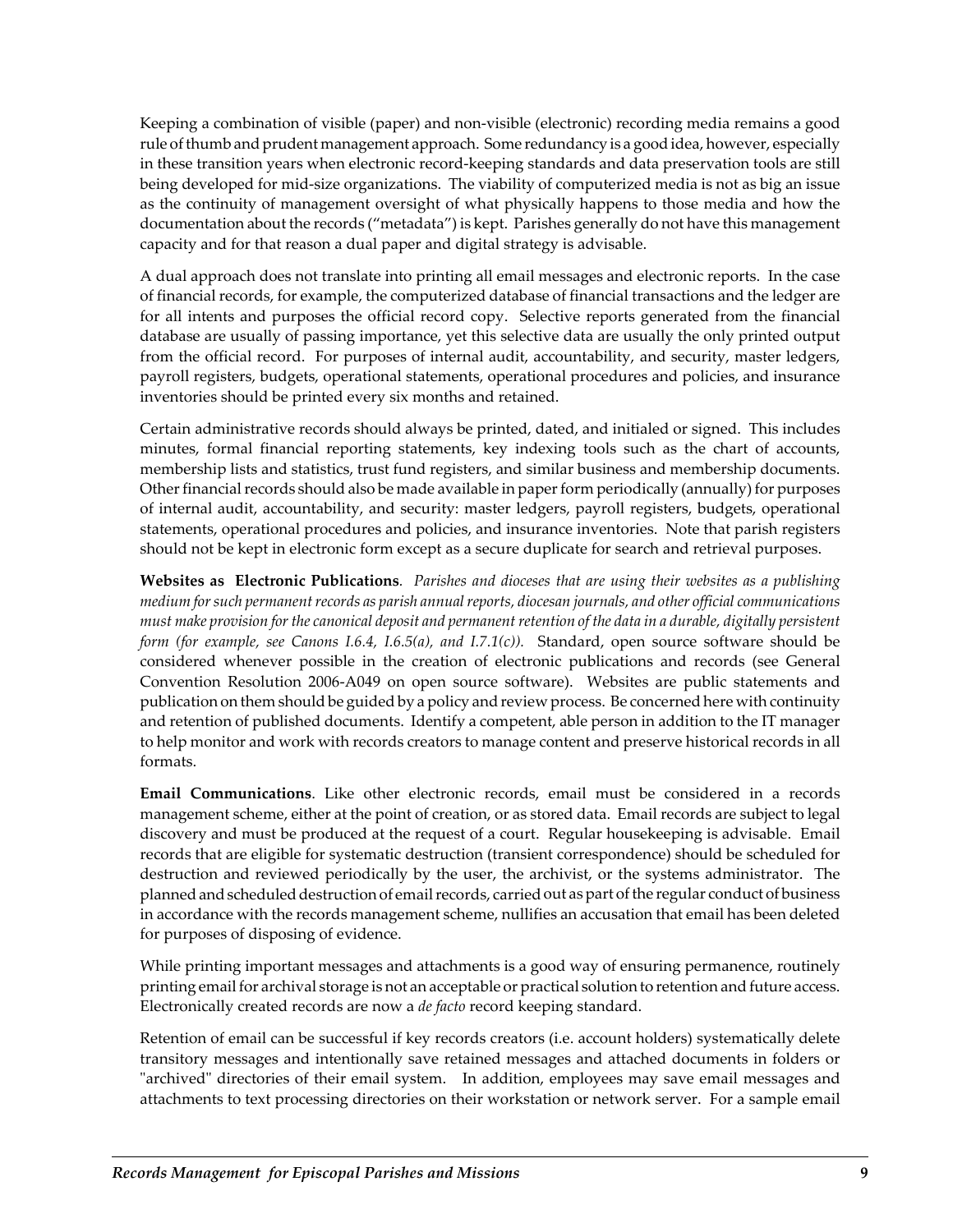Keeping a combination of visible (paper) and non-visible (electronic) recording media remains a good rule of thumb and prudent management approach. Some redundancy is a good idea, however, especially in these transition years when electronic record-keeping standards and data preservation tools are still being developed for mid-size organizations. The viability of computerized media is not as big an issue as the continuity of management oversight of what physically happens to those media and how the documentation about the records ("metadata") is kept. Parishes generally do not have this management capacity and for that reason a dual paper and digital strategy is advisable.

A dual approach does not translate into printing all email messages and electronic reports. In the case of financial records, for example, the computerized database of financial transactions and the ledger are for all intents and purposes the official record copy. Selective reports generated from the financial database are usually of passing importance, yet this selective data are usually the only printed output from the official record. For purposes of internal audit, accountability, and security, master ledgers, payroll registers, budgets, operational statements, operational procedures and policies, and insurance inventories should be printed every six months and retained.

Certain administrative records should always be printed, dated, and initialed or signed. This includes minutes, formal financial reporting statements, key indexing tools such as the chart of accounts, membership lists and statistics, trust fund registers, and similar business and membership documents. Other financial records should also be made available in paper form periodically (annually) for purposes of internal audit, accountability, and security: master ledgers, payroll registers, budgets, operational statements, operational procedures and policies, and insurance inventories. Note that parish registers should not be kept in electronic form except as a secure duplicate for search and retrieval purposes.

**Websites as Electronic Publications**. *Parishes and dioceses that are using their websites as a publishing medium for such permanent records as parish annual reports, diocesan journals, and other official communications must make provision for the canonical deposit and permanent retention of the data in a durable, digitally persistent form (for example, see Canons I.6.4, I.6.5(a), and I.7.1(c)).* Standard, open source software should be considered whenever possible in the creation of electronic publications and records (see General Convention Resolution 2006-A049 on open source software). Websites are public statements and publication on them should be guided by a policy and review process. Be concerned here with continuity and retention of published documents. Identify a competent, able person in addition to the IT manager to help monitor and work with records creators to manage content and preserve historical records in all formats.

**Email Communications**. Like other electronic records, email must be considered in a records management scheme, either at the point of creation, or as stored data. Email records are subject to legal discovery and must be produced at the request of a court. Regular housekeeping is advisable. Email records that are eligible for systematic destruction (transient correspondence) should be scheduled for destruction and reviewed periodically by the user, the archivist, or the systems administrator. The planned and scheduled destruction of email records, carried out as part of the regular conduct of business in accordance with the records management scheme, nullifies an accusation that email has been deleted for purposes of disposing of evidence.

While printing important messages and attachments is a good way of ensuring permanence, routinely printing email for archival storage is not an acceptable or practical solution to retention and future access. Electronically created records are now a *de facto* record keeping standard.

Retention of email can be successful if key records creators (i.e. account holders) systematically delete transitory messages and intentionally save retained messages and attached documents in folders or "archived" directories of their email system. In addition, employees may save email messages and attachments to text processing directories on their workstation or network server. For a sample email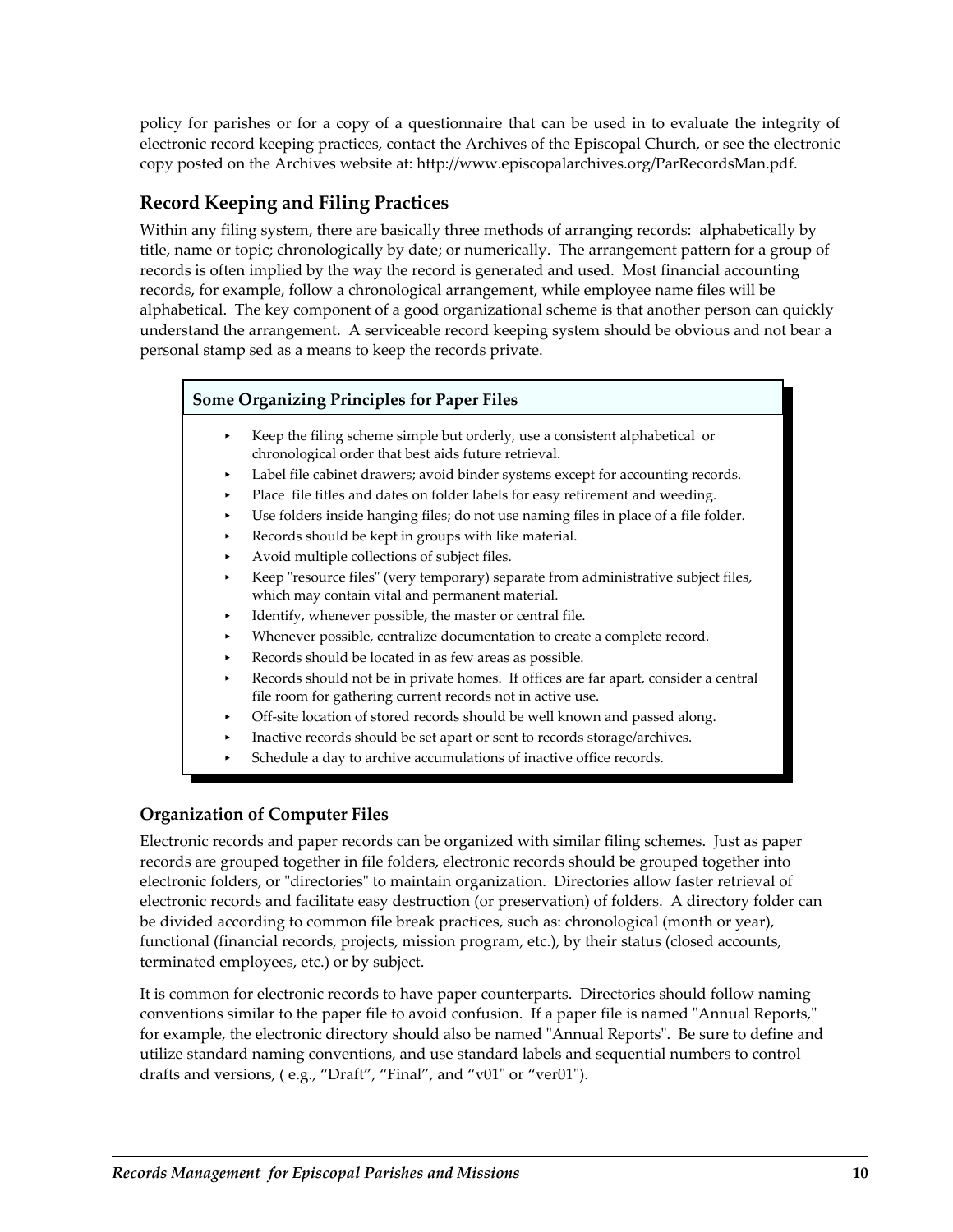policy for parishes or for a copy of a questionnaire that can be used in to evaluate the integrity of electronic record keeping practices, contact the Archives of the Episcopal Church, or see the electronic copy posted on the Archives website at: http://www.episcopalarchives.org/ParRecordsMan.pdf.

## Record Keeping and Filing Practices

Within any filing system, there are basically three methods of arranging records: alphabetically by title, name or topic; chronologically by date; or numerically. The arrangement pattern for a group of records is often implied by the way the record is generated and used. Most financial accounting records, for example, follow a chronological arrangement, while employee name files will be alphabetical. The key component of a good organizational scheme is that another person can quickly understand the arrangement. A serviceable record keeping system should be obvious and not bear a personal stamp sed as a means to keep the records private.

**Some Organizing Principles for Paper Files**

- Keep the filing scheme simple but orderly, use a consistent alphabetical or chronological order that best aids future retrieval.
- Label file cabinet drawers; avoid binder systems except for accounting records.
- Place file titles and dates on folder labels for easy retirement and weeding.
- Use folders inside hanging files; do not use naming files in place of a file folder.
- Records should be kept in groups with like material.
- Avoid multiple collections of subject files.
- Keep "resource files" (very temporary) separate from administrative subject files, which may contain vital and permanent material.
- Identify, whenever possible, the master or central file.
- Whenever possible, centralize documentation to create a complete record.
- Records should be located in as few areas as possible.
- Records should not be in private homes. If offices are far apart, consider a central file room for gathering current records not in active use.
- Off-site location of stored records should be well known and passed along.
- Inactive records should be set apart or sent to records storage/archives.
- Schedule a day to archive accumulations of inactive office records.

### Organization of Computer Files

Electronic records and paper records can be organized with similar filing schemes. Just as paper records are grouped together in file folders, electronic records should be grouped together into electronic folders, or "directories" to maintain organization. Directories allow faster retrieval of electronic records and facilitate easy destruction (or preservation) of folders. A directory folder can be divided according to common file break practices, such as: chronological (month or year), functional (financial records, projects, mission program, etc.), by their status (closed accounts, terminated employees, etc.) or by subject.

It is common for electronic records to have paper counterparts. Directories should follow naming conventions similar to the paper file to avoid confusion. If a paper file is named "Annual Reports," for example, the electronic directory should also be named "Annual Reports". Be sure to define and utilize standard naming conventions, and use standard labels and sequential numbers to control drafts and versions, ( e.g., “Draft”, “Final”, and “v01" or “ver01").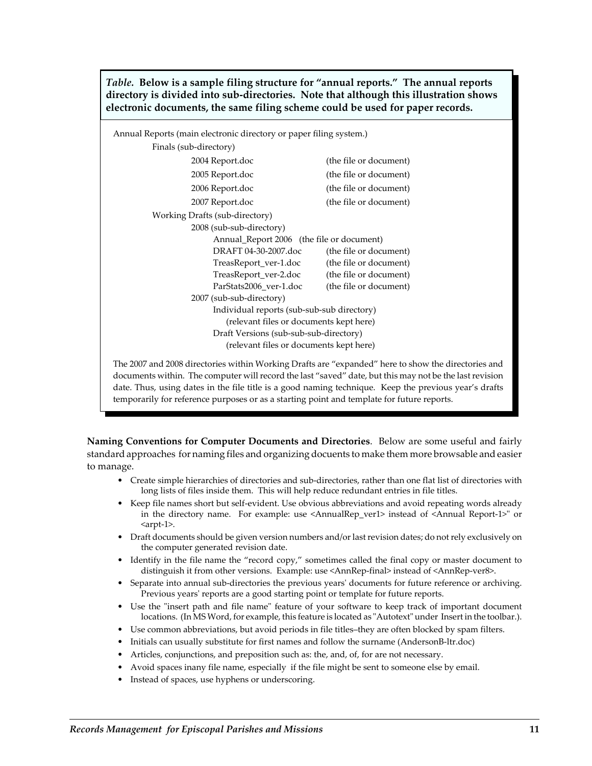*Table.* **Below is a sample filing structure for "annual reports." The annual reports directory is divided into sub-directories. Note that although this illustration shows electronic documents, the same filing scheme could be used for paper records.**

Annual Reports (main electronic directory or paper filing system.)

- Finals (sub-directory)
    - 2004 Report.doc (the file or document)
    - 2005 Report.doc (the file or document)
    - 2006 Report.doc (the file or document)
    - 2007 Report.doc (the file or document)
- Working Drafts (sub-directory)
    - 2008 (sub-sub-directory)
        - Annual_Report 2006 (the file or document)
        - DRAFT 04-30-2007.doc (the file or document)
        - TreasReport_ver-1.doc (the file or document)
        - TreasReport_ver-2.doc (the file or document)
        - ParStats2006_ver-1.doc (the file or document)
    - 2007 (sub-sub-directory)
        - Individual reports (sub-sub-sub directory)
            - (relevant files or documents kept here)
        - Draft Versions (sub-sub-sub-directory)
            - (relevant files or documents kept here)

The 2007 and 2008 directories within Working Drafts are "expanded" here to show the directories and documents within. The computer will record the last "saved" date, but this may not be the last revision date. Thus, using dates in the file title is a good naming technique. Keep the previous year's drafts temporarily for reference purposes or as a starting point and template for future reports.

**Naming Conventions for Computer Documents and Directories**. Below are some useful and fairly standard approaches for naming files and organizing docuents to make them more browsable and easier to manage.

- Create simple hierarchies of directories and sub-directories, rather than one flat list of directories with long lists of files inside them. This will help reduce redundant entries in file titles.
- Keep file names short but self-evident. Use obvious abbreviations and avoid repeating words already in the directory name. For example: use <AnnualRep_ver1> instead of <Annual Report-1>" or <arpt-1>.
- Draft documents should be given version numbers and/or last revision dates; do not rely exclusively on the computer generated revision date.
- Identify in the file name the "record copy," sometimes called the final copy or master document to distinguish it from other versions. Example: use <AnnRep-final> instead of <AnnRep-ver8>.
- Separate into annual sub-directories the previous years' documents for future reference or archiving. Previous years' reports are a good starting point or template for future reports.
- Use the "insert path and file name" feature of your software to keep track of important document locations. (In MS Word, for example, this feature is located as "Autotext" under Insert in the toolbar.).
- Use common abbreviations, but avoid periods in file titles–they are often blocked by spam filters.
- Initials can usually substitute for first names and follow the surname (AndersonB-ltr.doc)
- Articles, conjunctions, and preposition such as: the, and, of, for are not necessary.
- Avoid spaces inany file name, especially if the file might be sent to someone else by email.
- Instead of spaces, use hyphens or underscoring.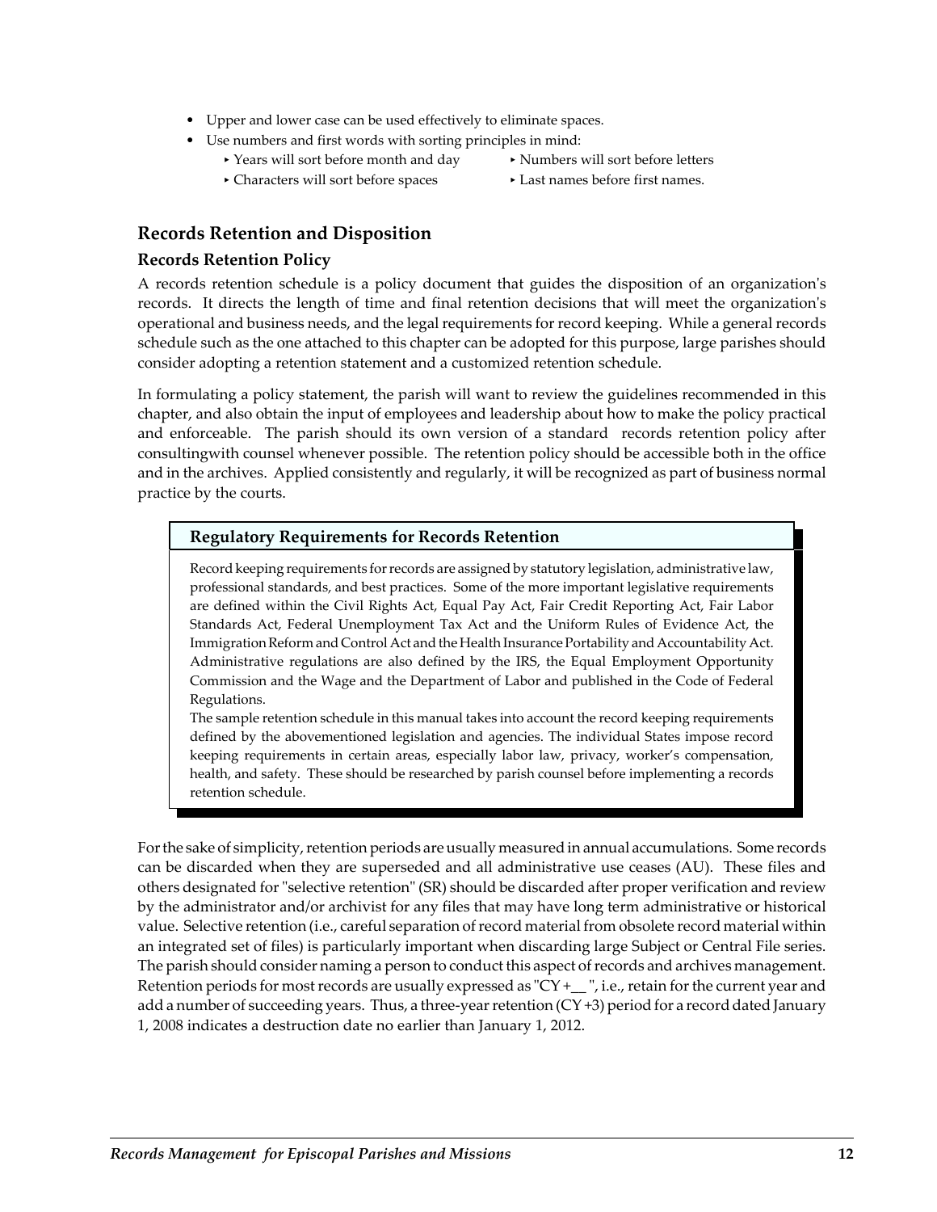- Upper and lower case can be used effectively to eliminate spaces.
- Use numbers and first words with sorting principles in mind:
    - Years will sort before month and day
    - Numbers will sort before letters
    - Characters will sort before spaces
    - Last names before first names.

## Records Retention and Disposition

### Records Retention Policy

A records retention schedule is a policy document that guides the disposition of an organization's records. It directs the length of time and final retention decisions that will meet the organization's operational and business needs, and the legal requirements for record keeping. While a general records schedule such as the one attached to this chapter can be adopted for this purpose, large parishes should consider adopting a retention statement and a customized retention schedule.

In formulating a policy statement, the parish will want to review the guidelines recommended in this chapter, and also obtain the input of employees and leadership about how to make the policy practical and enforceable. The parish should its own version of a standard records retention policy after consultingwith counsel whenever possible. The retention policy should be accessible both in the office and in the archives. Applied consistently and regularly, it will be recognized as part of business normal practice by the courts.

> **Regulatory Requirements for Records Retention**
>
> Record keeping requirements for records are assigned by statutory legislation, administrative law, professional standards, and best practices. Some of the more important legislative requirements are defined within the Civil Rights Act, Equal Pay Act, Fair Credit Reporting Act, Fair Labor Standards Act, Federal Unemployment Tax Act and the Uniform Rules of Evidence Act, the Immigration Reform and Control Act and the Health Insurance Portability and Accountability Act. Administrative regulations are also defined by the IRS, the Equal Employment Opportunity Commission and the Wage and the Department of Labor and published in the Code of Federal Regulations.
>
> The sample retention schedule in this manual takes into account the record keeping requirements defined by the abovementioned legislation and agencies. The individual States impose record keeping requirements in certain areas, especially labor law, privacy, worker's compensation, health, and safety. These should be researched by parish counsel before implementing a records retention schedule.

For the sake of simplicity, retention periods are usually measured in annual accumulations. Some records can be discarded when they are superseded and all administrative use ceases (AU). These files and others designated for "selective retention" (SR) should be discarded after proper verification and review by the administrator and/or archivist for any files that may have long term administrative or historical value. Selective retention (i.e., careful separation of record material from obsolete record material within an integrated set of files) is particularly important when discarding large Subject or Central File series. The parish should consider naming a person to conduct this aspect of records and archives management. Retention periods for most records are usually expressed as "CY +__ ", i.e., retain for the current year and add a number of succeeding years. Thus, a three-year retention (CY +3) period for a record dated January 1, 2008 indicates a destruction date no earlier than January 1, 2012.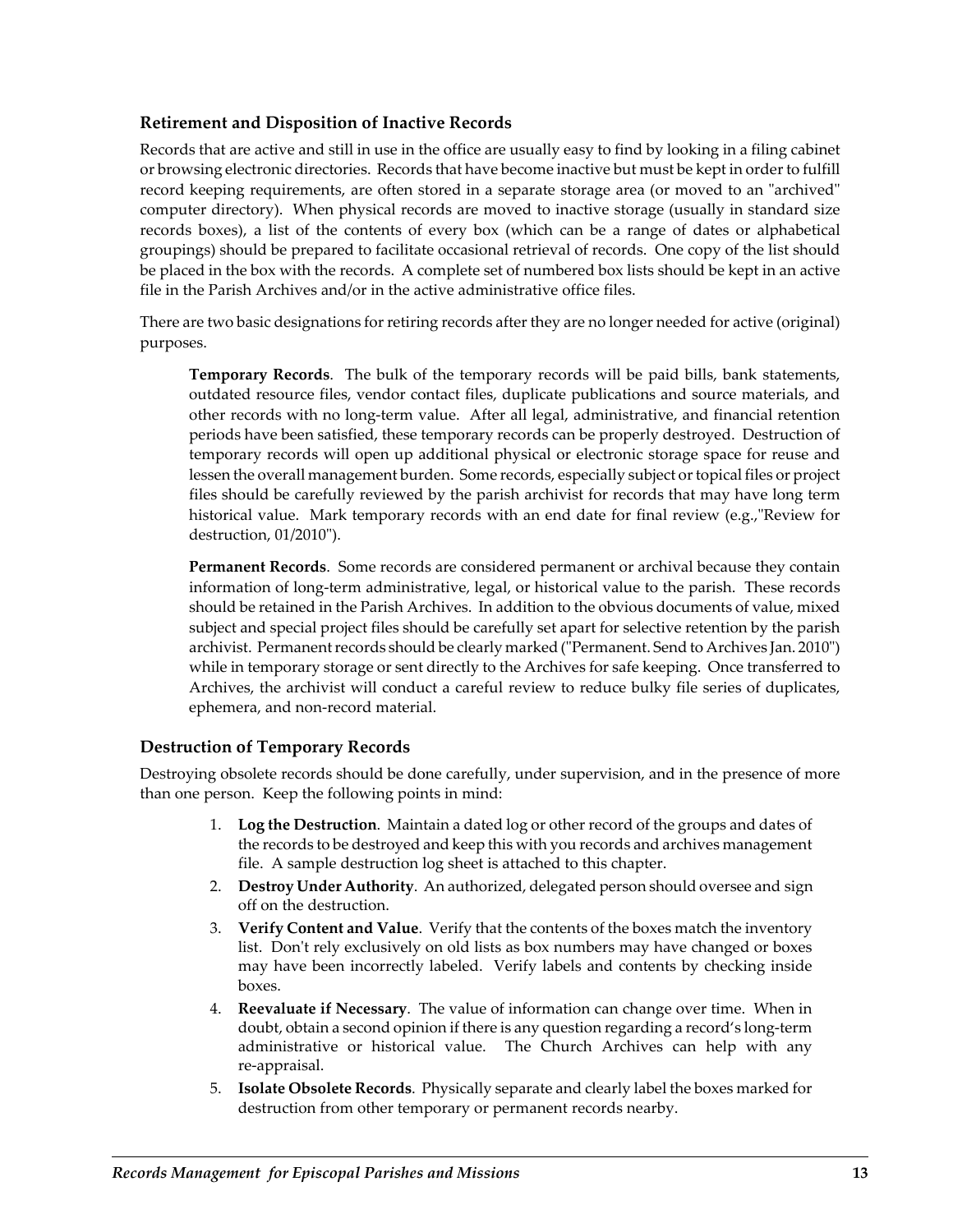### Retirement and Disposition of Inactive Records

Records that are active and still in use in the office are usually easy to find by looking in a filing cabinet or browsing electronic directories. Records that have become inactive but must be kept in order to fulfill record keeping requirements, are often stored in a separate storage area (or moved to an "archived" computer directory). When physical records are moved to inactive storage (usually in standard size records boxes), a list of the contents of every box (which can be a range of dates or alphabetical groupings) should be prepared to facilitate occasional retrieval of records. One copy of the list should be placed in the box with the records. A complete set of numbered box lists should be kept in an active file in the Parish Archives and/or in the active administrative office files.

There are two basic designations for retiring records after they are no longer needed for active (original) purposes.

> **Temporary Records**. The bulk of the temporary records will be paid bills, bank statements, outdated resource files, vendor contact files, duplicate publications and source materials, and other records with no long-term value. After all legal, administrative, and financial retention periods have been satisfied, these temporary records can be properly destroyed. Destruction of temporary records will open up additional physical or electronic storage space for reuse and lessen the overall management burden. Some records, especially subject or topical files or project files should be carefully reviewed by the parish archivist for records that may have long term historical value. Mark temporary records with an end date for final review (e.g.,"Review for destruction, 01/2010").
>
> **Permanent Records**. Some records are considered permanent or archival because they contain information of long-term administrative, legal, or historical value to the parish. These records should be retained in the Parish Archives. In addition to the obvious documents of value, mixed subject and special project files should be carefully set apart for selective retention by the parish archivist. Permanent records should be clearly marked ("Permanent. Send to Archives Jan. 2010") while in temporary storage or sent directly to the Archives for safe keeping. Once transferred to Archives, the archivist will conduct a careful review to reduce bulky file series of duplicates, ephemera, and non-record material.

### Destruction of Temporary Records

Destroying obsolete records should be done carefully, under supervision, and in the presence of more than one person. Keep the following points in mind:

1. **Log the Destruction**. Maintain a dated log or other record of the groups and dates of the records to be destroyed and keep this with you records and archives management file. A sample destruction log sheet is attached to this chapter.
2. **Destroy Under Authority**. An authorized, delegated person should oversee and sign off on the destruction.
3. **Verify Content and Value**. Verify that the contents of the boxes match the inventory list. Don't rely exclusively on old lists as box numbers may have changed or boxes may have been incorrectly labeled. Verify labels and contents by checking inside boxes.
4. **Reevaluate if Necessary**. The value of information can change over time. When in doubt, obtain a second opinion if there is any question regarding a record's long-term administrative or historical value. The Church Archives can help with any re-appraisal.
5. **Isolate Obsolete Records**. Physically separate and clearly label the boxes marked for destruction from other temporary or permanent records nearby.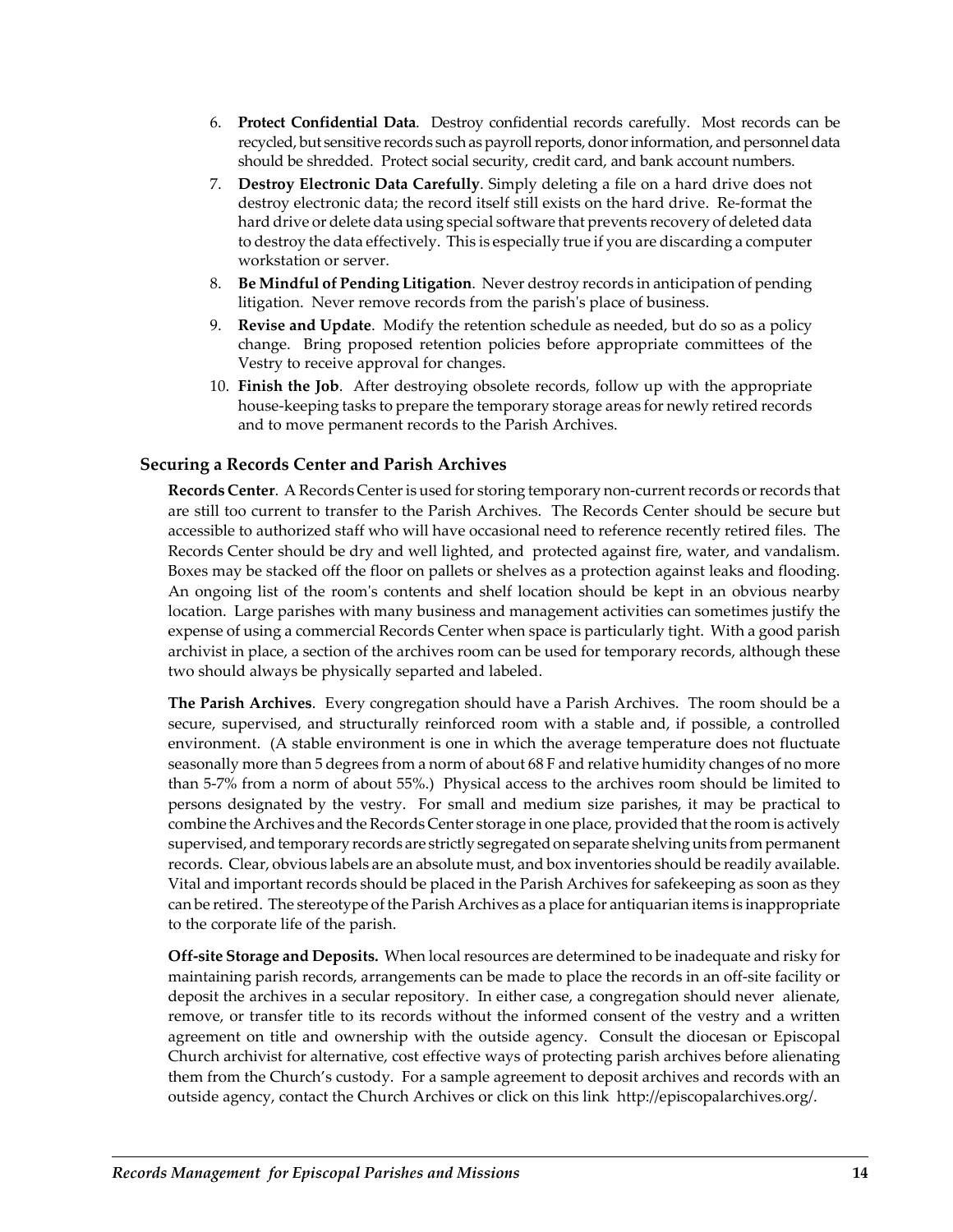6. **Protect Confidential Data**. Destroy confidential records carefully. Most records can be recycled, but sensitive records such as payroll reports, donor information, and personnel data should be shredded. Protect social security, credit card, and bank account numbers.
7. **Destroy Electronic Data Carefully**. Simply deleting a file on a hard drive does not destroy electronic data; the record itself still exists on the hard drive. Re-format the hard drive or delete data using special software that prevents recovery of deleted data to destroy the data effectively. This is especially true if you are discarding a computer workstation or server.
8. **Be Mindful of Pending Litigation**. Never destroy records in anticipation of pending litigation. Never remove records from the parish's place of business.
9. **Revise and Update**. Modify the retention schedule as needed, but do so as a policy change. Bring proposed retention policies before appropriate committees of the Vestry to receive approval for changes.
10. **Finish the Job**. After destroying obsolete records, follow up with the appropriate house-keeping tasks to prepare the temporary storage areas for newly retired records and to move permanent records to the Parish Archives.

### Securing a Records Center and Parish Archives

**Records Center**. A Records Center is used for storing temporary non-current records or records that are still too current to transfer to the Parish Archives. The Records Center should be secure but accessible to authorized staff who will have occasional need to reference recently retired files. The Records Center should be dry and well lighted, and protected against fire, water, and vandalism. Boxes may be stacked off the floor on pallets or shelves as a protection against leaks and flooding. An ongoing list of the room's contents and shelf location should be kept in an obvious nearby location. Large parishes with many business and management activities can sometimes justify the expense of using a commercial Records Center when space is particularly tight. With a good parish archivist in place, a section of the archives room can be used for temporary records, although these two should always be physically separted and labeled.

**The Parish Archives**. Every congregation should have a Parish Archives. The room should be a secure, supervised, and structurally reinforced room with a stable and, if possible, a controlled environment. (A stable environment is one in which the average temperature does not fluctuate seasonally more than 5 degrees from a norm of about 68 F and relative humidity changes of no more than 5-7% from a norm of about 55%.) Physical access to the archives room should be limited to persons designated by the vestry. For small and medium size parishes, it may be practical to combine the Archives and the Records Center storage in one place, provided that the room is actively supervised, and temporary records are strictly segregated on separate shelving units from permanent records. Clear, obvious labels are an absolute must, and box inventories should be readily available. Vital and important records should be placed in the Parish Archives for safekeeping as soon as they can be retired. The stereotype of the Parish Archives as a place for antiquarian items is inappropriate to the corporate life of the parish.

**Off-site Storage and Deposits.** When local resources are determined to be inadequate and risky for maintaining parish records, arrangements can be made to place the records in an off-site facility or deposit the archives in a secular repository. In either case, a congregation should never alienate, remove, or transfer title to its records without the informed consent of the vestry and a written agreement on title and ownership with the outside agency. Consult the diocesan or Episcopal Church archivist for alternative, cost effective ways of protecting parish archives before alienating them from the Church's custody. For a sample agreement to deposit archives and records with an outside agency, contact the Church Archives or click on this link http://episcopalarchives.org/.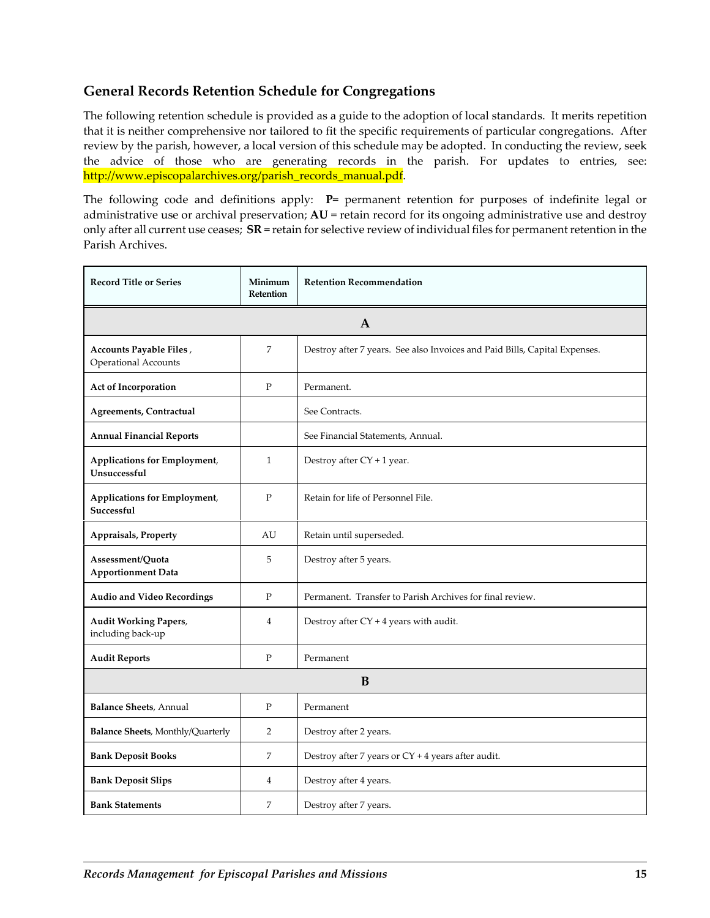## General Records Retention Schedule for Congregations

The following retention schedule is provided as a guide to the adoption of local standards. It merits repetition that it is neither comprehensive nor tailored to fit the specific requirements of particular congregations. After review by the parish, however, a local version of this schedule may be adopted. In conducting the review, seek the advice of those who are generating records in the parish. For updates to entries, see: http://www.episcopalarchives.org/parish_records_manual.pdf.

The following code and definitions apply: **P**= permanent retention for purposes of indefinite legal or administrative use or archival preservation; **AU** = retain record for its ongoing administrative use and destroy only after all current use ceases; **SR** = retain for selective review of individual files for permanent retention in the Parish Archives.

| Record Title or Series | Minimum Retention | Retention Recommendation |
|---|---|---|
| | **A** | |
| **Accounts Payable Files**, Operational Accounts | 7 | Destroy after 7 years. See also Invoices and Paid Bills, Capital Expenses. |
| **Act of Incorporation** | P | Permanent. |
| **Agreements, Contractual** | | See Contracts. |
| **Annual Financial Reports** | | See Financial Statements, Annual. |
| **Applications for Employment**, **Unsuccessful** | 1 | Destroy after CY + 1 year. |
| **Applications for Employment**, **Successful** | P | Retain for life of Personnel File. |
| **Appraisals, Property** | AU | Retain until superseded. |
| **Assessment/Quota Apportionment Data** | 5 | Destroy after 5 years. |
| **Audio and Video Recordings** | P | Permanent. Transfer to Parish Archives for final review. |
| **Audit Working Papers**, including back-up | 4 | Destroy after CY + 4 years with audit. |
| **Audit Reports** | P | Permanent |
| | **B** | |
| **Balance Sheets**, Annual | P | Permanent |
| **Balance Sheets**, Monthly/Quarterly | 2 | Destroy after 2 years. |
| **Bank Deposit Books** | 7 | Destroy after 7 years or CY + 4 years after audit. |
| **Bank Deposit Slips** | 4 | Destroy after 4 years. |
| **Bank Statements** | 7 | Destroy after 7 years. |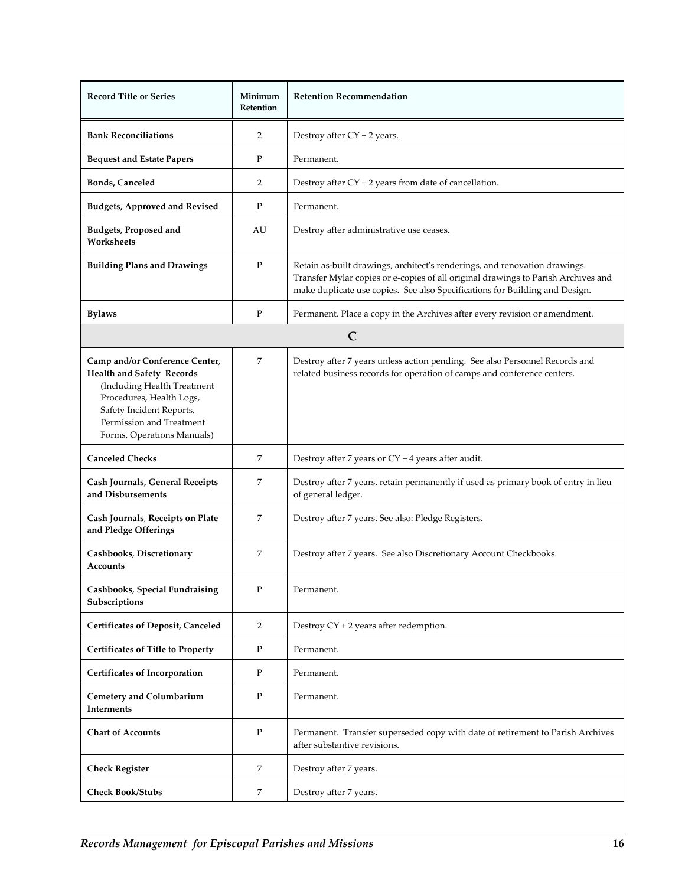| Record Title or Series | Minimum Retention | Retention Recommendation |
|---|---|---|
| **Bank Reconciliations** | 2 | Destroy after CY + 2 years. |
| **Bequest and Estate Papers** | P | Permanent. |
| **Bonds, Canceled** | 2 | Destroy after CY + 2 years from date of cancellation. |
| **Budgets, Approved and Revised** | P | Permanent. |
| **Budgets, Proposed and Worksheets** | AU | Destroy after administrative use ceases. |
| **Building Plans and Drawings** | P | Retain as-built drawings, architect's renderings, and renovation drawings. Transfer Mylar copies or e-copies of all original drawings to Parish Archives and make duplicate use copies. See also Specifications for Building and Design. |
| **Bylaws** | P | Permanent. Place a copy in the Archives after every revision or amendment. |
| | **C** | |
| **Camp and/or Conference Center, Health and Safety Records** (Including Health Treatment Procedures, Health Logs, Safety Incident Reports, Permission and Treatment Forms, Operations Manuals) | 7 | Destroy after 7 years unless action pending. See also Personnel Records and related business records for operation of camps and conference centers. |
| **Canceled Checks** | 7 | Destroy after 7 years or CY + 4 years after audit. |
| **Cash Journals, General Receipts and Disbursements** | 7 | Destroy after 7 years. retain permanently if used as primary book of entry in lieu of general ledger. |
| **Cash Journals, Receipts on Plate and Pledge Offerings** | 7 | Destroy after 7 years. See also: Pledge Registers. |
| **Cashbooks, Discretionary Accounts** | 7 | Destroy after 7 years. See also Discretionary Account Checkbooks. |
| **Cashbooks, Special Fundraising Subscriptions** | P | Permanent. |
| **Certificates of Deposit, Canceled** | 2 | Destroy CY + 2 years after redemption. |
| **Certificates of Title to Property** | P | Permanent. |
| **Certificates of Incorporation** | P | Permanent. |
| **Cemetery and Columbarium Interments** | P | Permanent. |
| **Chart of Accounts** | P | Permanent. Transfer superseded copy with date of retirement to Parish Archives after substantive revisions. |
| **Check Register** | 7 | Destroy after 7 years. |
| **Check Book/Stubs** | 7 | Destroy after 7 years. |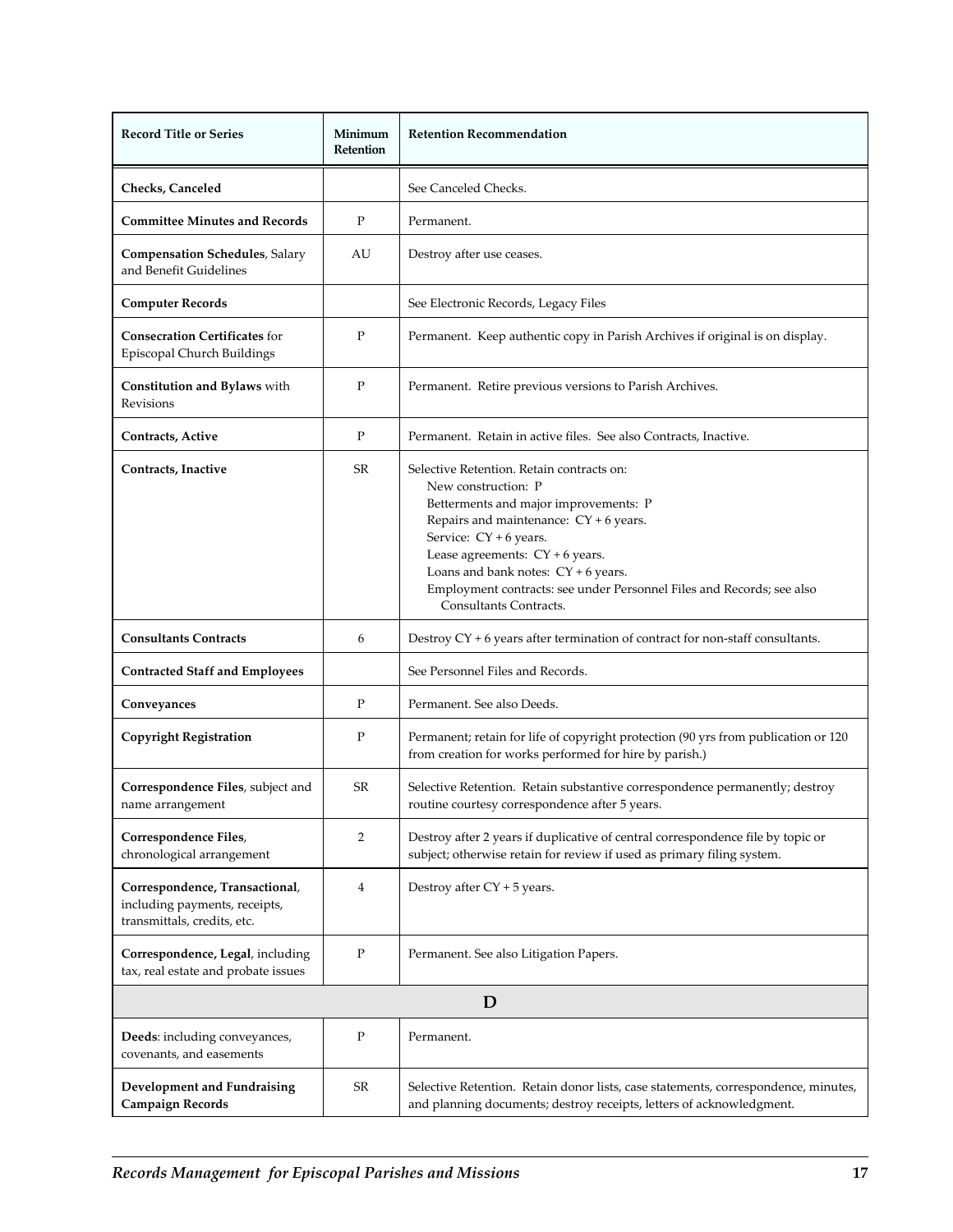| Record Title or Series | Minimum Retention | Retention Recommendation |
|---|---|---|
| **Checks, Canceled** | | See Canceled Checks. |
| **Committee Minutes and Records** | P | Permanent. |
| **Compensation Schedules**, Salary and Benefit Guidelines | AU | Destroy after use ceases. |
| **Computer Records** | | See Electronic Records, Legacy Files |
| **Consecration Certificates** for Episcopal Church Buildings | P | Permanent. Keep authentic copy in Parish Archives if original is on display. |
| **Constitution and Bylaws** with Revisions | P | Permanent. Retire previous versions to Parish Archives. |
| **Contracts, Active** | P | Permanent. Retain in active files. See also Contracts, Inactive. |
| **Contracts, Inactive** | SR | Selective Retention. Retain contracts on:<br>New construction: P<br>Betterments and major improvements: P<br>Repairs and maintenance: CY + 6 years.<br>Service: CY + 6 years.<br>Lease agreements: CY + 6 years.<br>Loans and bank notes: CY + 6 years.<br>Employment contracts: see under Personnel Files and Records; see also Consultants Contracts. |
| **Consultants Contracts** | 6 | Destroy CY + 6 years after termination of contract for non-staff consultants. |
| **Contracted Staff and Employees** | | See Personnel Files and Records. |
| **Conveyances** | P | Permanent. See also Deeds. |
| **Copyright Registration** | P | Permanent; retain for life of copyright protection (90 yrs from publication or 120 from creation for works performed for hire by parish.) |
| **Correspondence Files**, subject and name arrangement | SR | Selective Retention. Retain substantive correspondence permanently; destroy routine courtesy correspondence after 5 years. |
| **Correspondence Files**, chronological arrangement | 2 | Destroy after 2 years if duplicative of central correspondence file by topic or subject; otherwise retain for review if used as primary filing system. |
| **Correspondence, Transactional**, including payments, receipts, transmittals, credits, etc. | 4 | Destroy after CY + 5 years. |
| **Correspondence, Legal**, including tax, real estate and probate issues | P | Permanent. See also Litigation Papers. |
| **D** | | |
| **Deeds**: including conveyances, covenants, and easements | P | Permanent. |
| **Development and Fundraising Campaign Records** | SR | Selective Retention. Retain donor lists, case statements, correspondence, minutes, and planning documents; destroy receipts, letters of acknowledgment. |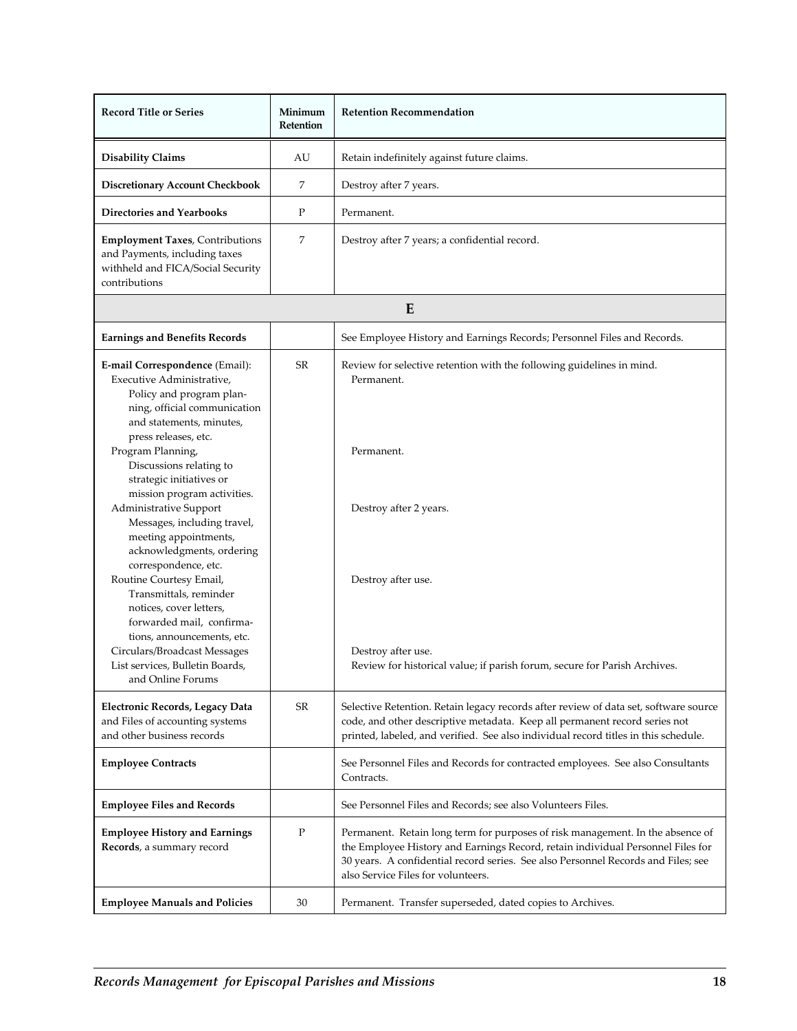| Record Title or Series | Minimum Retention | Retention Recommendation |
|---|---|---|
| **Disability Claims** | AU | Retain indefinitely against future claims. |
| **Discretionary Account Checkbook** | 7 | Destroy after 7 years. |
| **Directories and Yearbooks** | P | Permanent. |
| **Employment Taxes**, Contributions and Payments, including taxes withheld and FICA/Social Security contributions | 7 | Destroy after 7 years; a confidential record. |
| **E** | | |
| **Earnings and Benefits Records** | | See Employee History and Earnings Records; Personnel Files and Records. |
| **E-mail Correspondence** (Email): | SR | Review for selective retention with the following guidelines in mind. |
| Executive Administrative, Policy and program planning, official communication and statements, minutes, press releases, etc. | | Permanent. |
| Program Planning, Discussions relating to strategic initiatives or mission program activities. | | Permanent. |
| Administrative Support Messages, including travel, meeting appointments, acknowledgments, ordering correspondence, etc. | | Destroy after 2 years. |
| Routine Courtesy Email, Transmittals, reminder notices, cover letters, forwarded mail, confirmations, announcements, etc. | | Destroy after use. |
| Circulars/Broadcast Messages List services, Bulletin Boards, and Online Forums | | Destroy after use. Review for historical value; if parish forum, secure for Parish Archives. |
| **Electronic Records, Legacy Data** and Files of accounting systems and other business records | SR | Selective Retention. Retain legacy records after review of data set, software source code, and other descriptive metadata. Keep all permanent record series not printed, labeled, and verified. See also individual record titles in this schedule. |
| **Employee Contracts** | | See Personnel Files and Records for contracted employees. See also Consultants Contracts. |
| **Employee Files and Records** | | See Personnel Files and Records; see also Volunteers Files. |
| **Employee History and Earnings Records**, a summary record | P | Permanent. Retain long term for purposes of risk management. In the absence of the Employee History and Earnings Record, retain individual Personnel Files for 30 years. A confidential record series. See also Personnel Records and Files; see also Service Files for volunteers. |
| **Employee Manuals and Policies** | 30 | Permanent. Transfer superseded, dated copies to Archives. |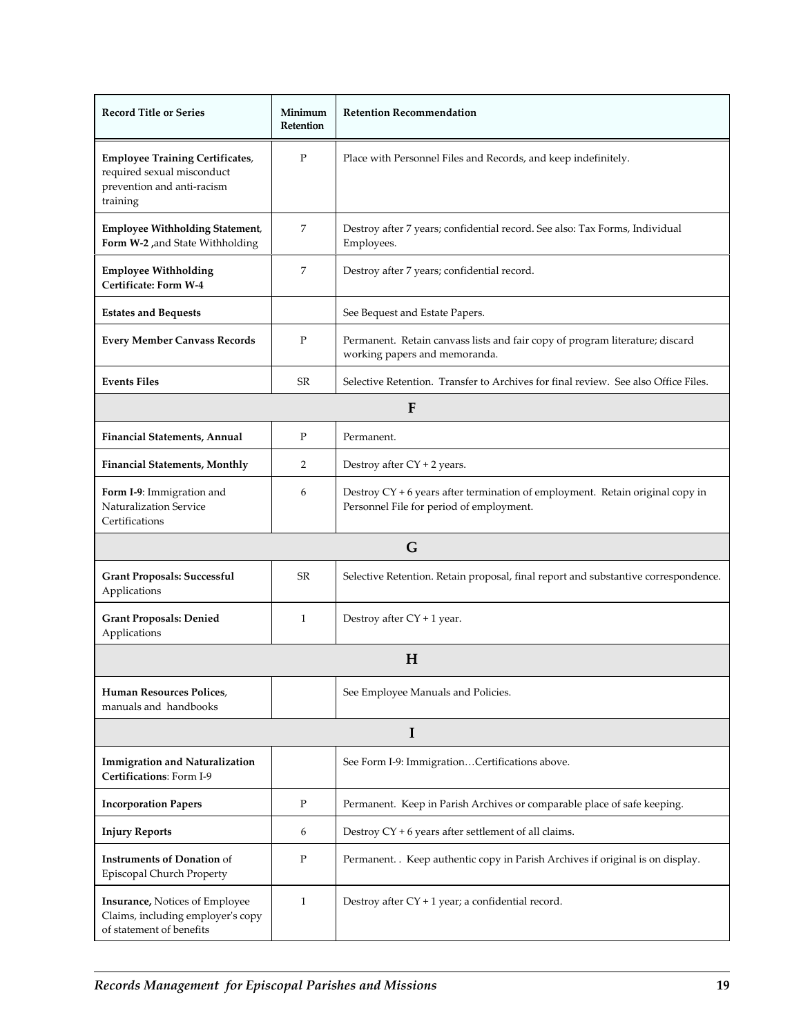| Record Title or Series | Minimum Retention | Retention Recommendation |
|---|---|---|
| **Employee Training Certificates**, required sexual misconduct prevention and anti-racism training | P | Place with Personnel Files and Records, and keep indefinitely. |
| **Employee Withholding Statement**, **Form W-2 ,**and State Withholding | 7 | Destroy after 7 years; confidential record. See also: Tax Forms, Individual Employees. |
| **Employee Withholding Certificate: Form W-4** | 7 | Destroy after 7 years; confidential record. |
| **Estates and Bequests** | | See Bequest and Estate Papers. |
| **Every Member Canvass Records** | P | Permanent. Retain canvass lists and fair copy of program literature; discard working papers and memoranda. |
| **Events Files** | SR | Selective Retention. Transfer to Archives for final review. See also Office Files. |
| **F** | | |
| **Financial Statements, Annual** | P | Permanent. |
| **Financial Statements, Monthly** | 2 | Destroy after CY + 2 years. |
| **Form I-9**: Immigration and Naturalization Service Certifications | 6 | Destroy CY + 6 years after termination of employment. Retain original copy in Personnel File for period of employment. |
| **G** | | |
| **Grant Proposals: Successful** Applications | SR | Selective Retention. Retain proposal, final report and substantive correspondence. |
| **Grant Proposals: Denied** Applications | 1 | Destroy after CY + 1 year. |
| **H** | | |
| **Human Resources Polices**, manuals and handbooks | | See Employee Manuals and Policies. |
| **I** | | |
| **Immigration and Naturalization Certifications**: Form I-9 | | See Form I-9: Immigration…Certifications above. |
| **Incorporation Papers** | P | Permanent. Keep in Parish Archives or comparable place of safe keeping. |
| **Injury Reports** | 6 | Destroy CY + 6 years after settlement of all claims. |
| **Instruments of Donation** of Episcopal Church Property | P | Permanent. . Keep authentic copy in Parish Archives if original is on display. |
| **Insurance,** Notices of Employee Claims, including employer's copy of statement of benefits | 1 | Destroy after CY + 1 year; a confidential record. |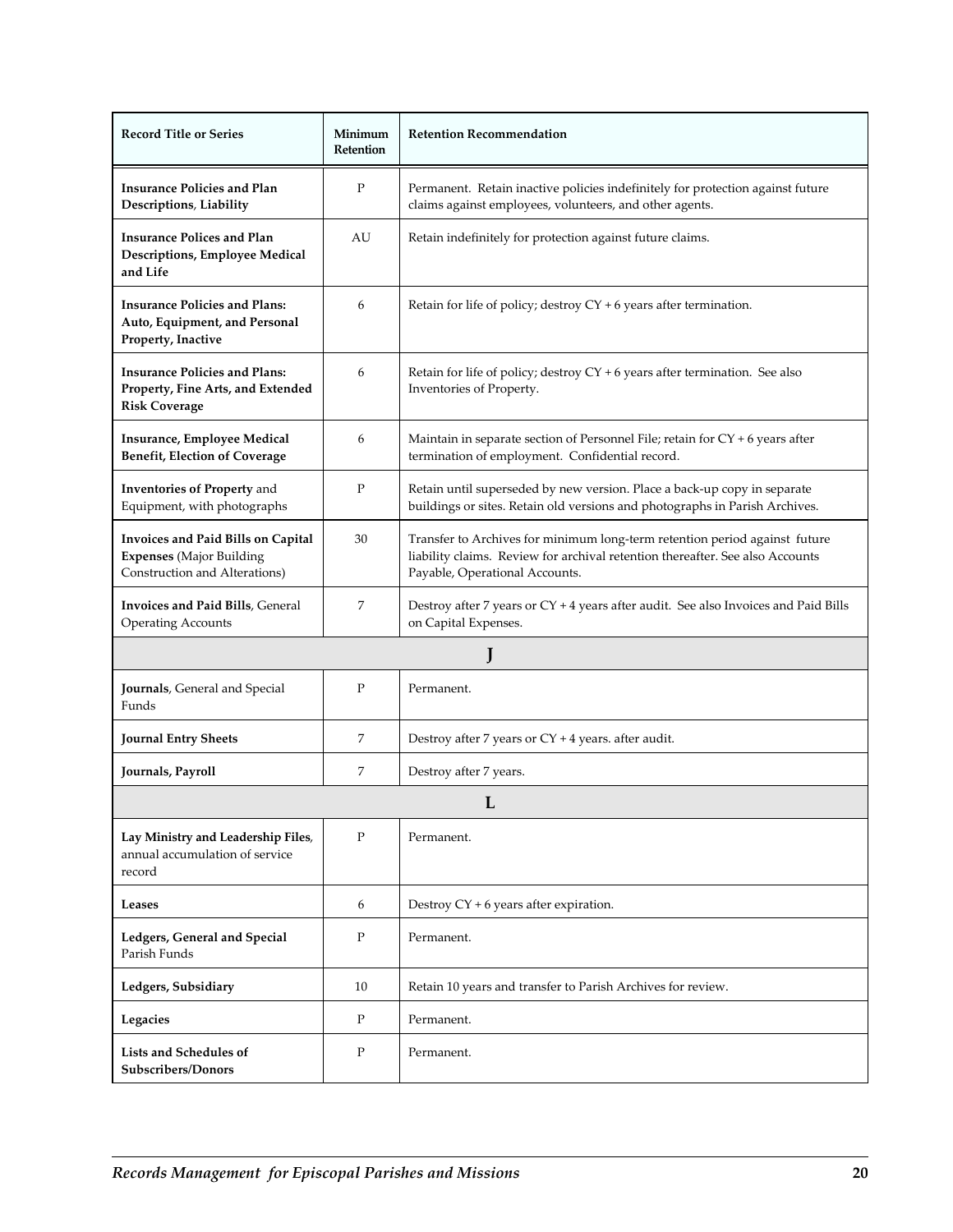| Record Title or Series | Minimum Retention | Retention Recommendation |
|---|---|---|
| **Insurance Policies and Plan Descriptions**, **Liability** | P | Permanent. Retain inactive policies indefinitely for protection against future claims against employees, volunteers, and other agents. |
| **Insurance Polices and Plan Descriptions, Employee Medical and Life** | AU | Retain indefinitely for protection against future claims. |
| **Insurance Policies and Plans: Auto, Equipment, and Personal Property, Inactive** | 6 | Retain for life of policy; destroy CY + 6 years after termination. |
| **Insurance Policies and Plans: Property, Fine Arts, and Extended Risk Coverage** | 6 | Retain for life of policy; destroy CY + 6 years after termination. See also Inventories of Property. |
| **Insurance, Employee Medical Benefit, Election of Coverage** | 6 | Maintain in separate section of Personnel File; retain for CY + 6 years after termination of employment. Confidential record. |
| **Inventories of Property** and Equipment, with photographs | P | Retain until superseded by new version. Place a back-up copy in separate buildings or sites. Retain old versions and photographs in Parish Archives. |
| **Invoices and Paid Bills on Capital Expenses** (Major Building Construction and Alterations) | 30 | Transfer to Archives for minimum long-term retention period against future liability claims. Review for archival retention thereafter. See also Accounts Payable, Operational Accounts. |
| **Invoices and Paid Bills**, General Operating Accounts | 7 | Destroy after 7 years or CY + 4 years after audit. See also Invoices and Paid Bills on Capital Expenses. |
| | **J** | |
| **Journals**, General and Special Funds | P | Permanent. |
| **Journal Entry Sheets** | 7 | Destroy after 7 years or CY + 4 years. after audit. |
| **Journals, Payroll** | 7 | Destroy after 7 years. |
| | **L** | |
| **Lay Ministry and Leadership Files**, annual accumulation of service record | P | Permanent. |
| **Leases** | 6 | Destroy CY + 6 years after expiration. |
| **Ledgers, General and Special** Parish Funds | P | Permanent. |
| **Ledgers, Subsidiary** | 10 | Retain 10 years and transfer to Parish Archives for review. |
| **Legacies** | P | Permanent. |
| **Lists and Schedules of Subscribers/Donors** | P | Permanent. |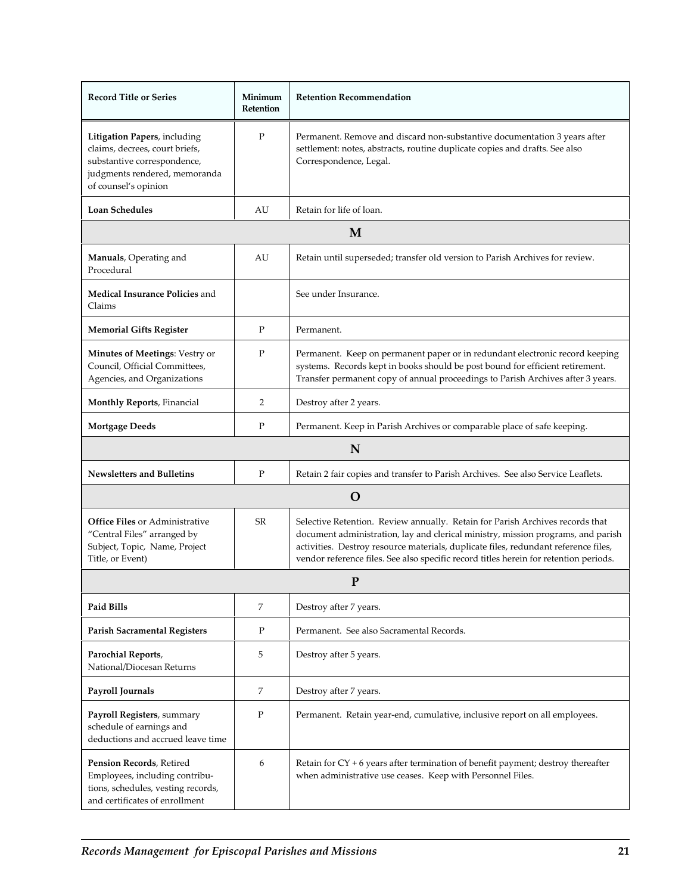| Record Title or Series | Minimum Retention | Retention Recommendation |
|---|---|---|
| **Litigation Papers**, including claims, decrees, court briefs, substantive correspondence, judgments rendered, memoranda of counsel's opinion | P | Permanent. Remove and discard non-substantive documentation 3 years after settlement: notes, abstracts, routine duplicate copies and drafts. See also Correspondence, Legal. |
| **Loan Schedules** | AU | Retain for life of loan. |
| | **M** | |
| **Manuals**, Operating and Procedural | AU | Retain until superseded; transfer old version to Parish Archives for review. |
| **Medical Insurance Policies** and Claims | | See under Insurance. |
| **Memorial Gifts Register** | P | Permanent. |
| **Minutes of Meetings**: Vestry or Council, Official Committees, Agencies, and Organizations | P | Permanent. Keep on permanent paper or in redundant electronic record keeping systems. Records kept in books should be post bound for efficient retirement. Transfer permanent copy of annual proceedings to Parish Archives after 3 years. |
| **Monthly Reports**, Financial | 2 | Destroy after 2 years. |
| **Mortgage Deeds** | P | Permanent. Keep in Parish Archives or comparable place of safe keeping. |
| | **N** | |
| **Newsletters and Bulletins** | P | Retain 2 fair copies and transfer to Parish Archives. See also Service Leaflets. |
| | **O** | |
| **Office Files** or Administrative "Central Files" arranged by Subject, Topic, Name, Project Title, or Event) | SR | Selective Retention. Review annually. Retain for Parish Archives records that document administration, lay and clerical ministry, mission programs, and parish activities. Destroy resource materials, duplicate files, redundant reference files, vendor reference files. See also specific record titles herein for retention periods. |
| | **P** | |
| **Paid Bills** | 7 | Destroy after 7 years. |
| **Parish Sacramental Registers** | P | Permanent. See also Sacramental Records. |
| **Parochial Reports**, National/Diocesan Returns | 5 | Destroy after 5 years. |
| **Payroll Journals** | 7 | Destroy after 7 years. |
| **Payroll Registers**, summary schedule of earnings and deductions and accrued leave time | P | Permanent. Retain year-end, cumulative, inclusive report on all employees. |
| **Pension Records**, Retired Employees, including contributions, schedules, vesting records, and certificates of enrollment | 6 | Retain for CY + 6 years after termination of benefit payment; destroy thereafter when administrative use ceases. Keep with Personnel Files. |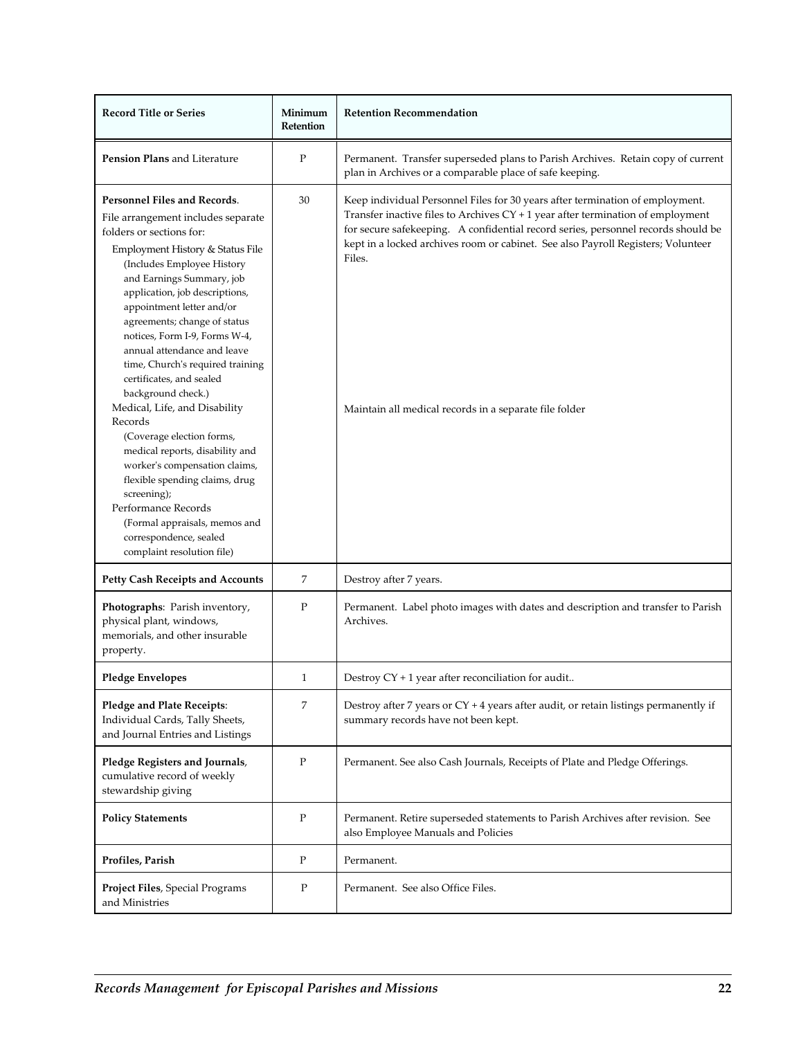| Record Title or Series | Minimum Retention | Retention Recommendation |
|---|---|---|
| **Pension Plans** and Literature | P | Permanent. Transfer superseded plans to Parish Archives. Retain copy of current plan in Archives or a comparable place of safe keeping. |
| **Personnel Files and Records**. File arrangement includes separate folders or sections for: Employment History & Status File (Includes Employee History and Earnings Summary, job application, job descriptions, appointment letter and/or agreements; change of status notices, Form I-9, Forms W-4, annual attendance and leave time, Church's required training certificates, and sealed background check.) Medical, Life, and Disability Records (Coverage election forms, medical reports, disability and worker's compensation claims, flexible spending claims, drug screening); Performance Records (Formal appraisals, memos and correspondence, sealed complaint resolution file) | 30 | Keep individual Personnel Files for 30 years after termination of employment. Transfer inactive files to Archives CY + 1 year after termination of employment for secure safekeeping. A confidential record series, personnel records should be kept in a locked archives room or cabinet. See also Payroll Registers; Volunteer Files. Maintain all medical records in a separate file folder |
| **Petty Cash Receipts and Accounts** | 7 | Destroy after 7 years. |
| **Photographs**: Parish inventory, physical plant, windows, memorials, and other insurable property. | P | Permanent. Label photo images with dates and description and transfer to Parish Archives. |
| **Pledge Envelopes** | 1 | Destroy CY + 1 year after reconciliation for audit.. |
| **Pledge and Plate Receipts**: Individual Cards, Tally Sheets, and Journal Entries and Listings | 7 | Destroy after 7 years or CY + 4 years after audit, or retain listings permanently if summary records have not been kept. |
| **Pledge Registers and Journals**, cumulative record of weekly stewardship giving | P | Permanent. See also Cash Journals, Receipts of Plate and Pledge Offerings. |
| **Policy Statements** | P | Permanent. Retire superseded statements to Parish Archives after revision. See also Employee Manuals and Policies |
| **Profiles, Parish** | P | Permanent. |
| **Project Files**, Special Programs and Ministries | P | Permanent. See also Office Files. |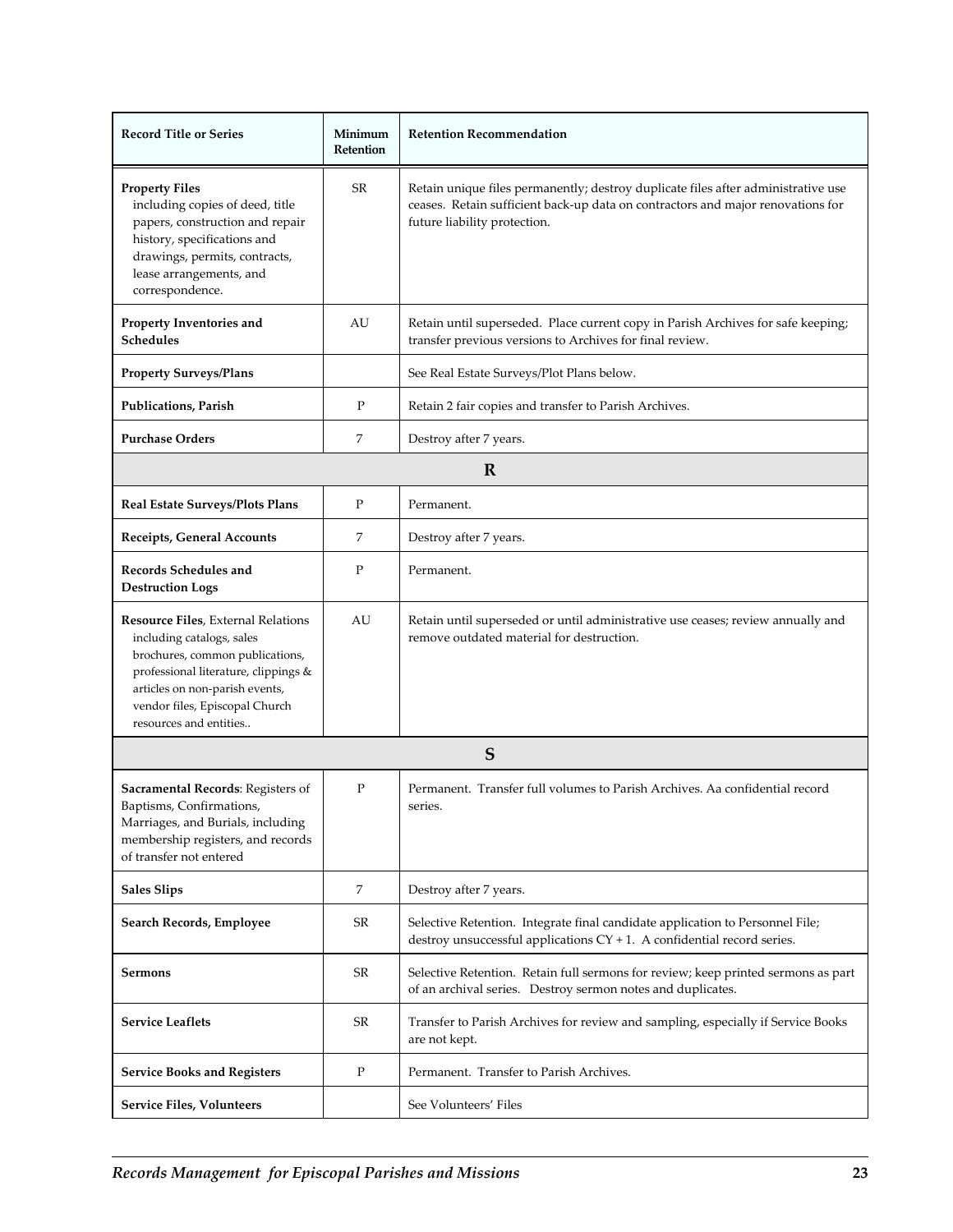| Record Title or Series | Minimum Retention | Retention Recommendation |
|---|---|---|
| **Property Files** including copies of deed, title papers, construction and repair history, specifications and drawings, permits, contracts, lease arrangements, and correspondence. | SR | Retain unique files permanently; destroy duplicate files after administrative use ceases. Retain sufficient back-up data on contractors and major renovations for future liability protection. |
| **Property Inventories and Schedules** | AU | Retain until superseded. Place current copy in Parish Archives for safe keeping; transfer previous versions to Archives for final review. |
| **Property Surveys/Plans** | | See Real Estate Surveys/Plot Plans below. |
| **Publications, Parish** | P | Retain 2 fair copies and transfer to Parish Archives. |
| **Purchase Orders** | 7 | Destroy after 7 years. |
| **R** | | |
| **Real Estate Surveys/Plots Plans** | P | Permanent. |
| **Receipts, General Accounts** | 7 | Destroy after 7 years. |
| **Records Schedules and Destruction Logs** | P | Permanent. |
| **Resource Files**, External Relations including catalogs, sales brochures, common publications, professional literature, clippings & articles on non-parish events, vendor files, Episcopal Church resources and entities.. | AU | Retain until superseded or until administrative use ceases; review annually and remove outdated material for destruction. |
| **S** | | |
| **Sacramental Records**: Registers of Baptisms, Confirmations, Marriages, and Burials, including membership registers, and records of transfer not entered | P | Permanent. Transfer full volumes to Parish Archives. Aa confidential record series. |
| **Sales Slips** | 7 | Destroy after 7 years. |
| **Search Records, Employee** | SR | Selective Retention. Integrate final candidate application to Personnel File; destroy unsuccessful applications CY + 1. A confidential record series. |
| **Sermons** | SR | Selective Retention. Retain full sermons for review; keep printed sermons as part of an archival series. Destroy sermon notes and duplicates. |
| **Service Leaflets** | SR | Transfer to Parish Archives for review and sampling, especially if Service Books are not kept. |
| **Service Books and Registers** | P | Permanent. Transfer to Parish Archives. |
| **Service Files, Volunteers** | | See Volunteers' Files |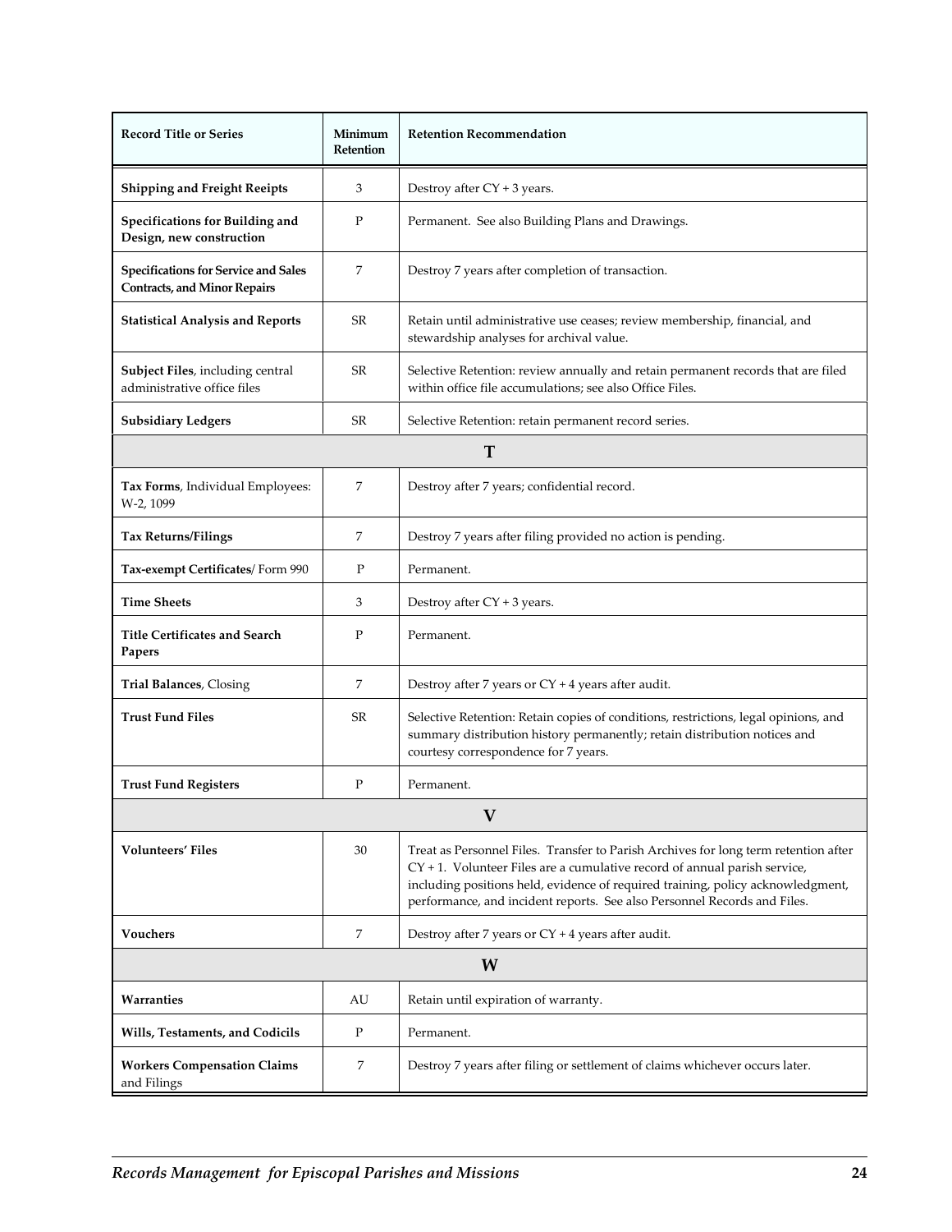| Record Title or Series | Minimum Retention | Retention Recommendation |
|---|---|---|
| **Shipping and Freight Reeipts** | 3 | Destroy after CY + 3 years. |
| **Specifications for Building and Design, new construction** | P | Permanent. See also Building Plans and Drawings. |
| **Specifications for Service and Sales Contracts, and Minor Repairs** | 7 | Destroy 7 years after completion of transaction. |
| **Statistical Analysis and Reports** | SR | Retain until administrative use ceases; review membership, financial, and stewardship analyses for archival value. |
| **Subject Files**, including central administrative office files | SR | Selective Retention: review annually and retain permanent records that are filed within office file accumulations; see also Office Files. |
| **Subsidiary Ledgers** | SR | Selective Retention: retain permanent record series. |
| | **T** | |
| **Tax Forms**, Individual Employees: W-2, 1099 | 7 | Destroy after 7 years; confidential record. |
| **Tax Returns/Filings** | 7 | Destroy 7 years after filing provided no action is pending. |
| **Tax-exempt Certificates**/ Form 990 | P | Permanent. |
| **Time Sheets** | 3 | Destroy after CY + 3 years. |
| **Title Certificates and Search Papers** | P | Permanent. |
| **Trial Balances**, Closing | 7 | Destroy after 7 years or CY + 4 years after audit. |
| **Trust Fund Files** | SR | Selective Retention: Retain copies of conditions, restrictions, legal opinions, and summary distribution history permanently; retain distribution notices and courtesy correspondence for 7 years. |
| **Trust Fund Registers** | P | Permanent. |
| | **V** | |
| **Volunteers' Files** | 30 | Treat as Personnel Files. Transfer to Parish Archives for long term retention after CY + 1. Volunteer Files are a cumulative record of annual parish service, including positions held, evidence of required training, policy acknowledgment, performance, and incident reports. See also Personnel Records and Files. |
| **Vouchers** | 7 | Destroy after 7 years or CY + 4 years after audit. |
| | **W** | |
| **Warranties** | AU | Retain until expiration of warranty. |
| **Wills, Testaments, and Codicils** | P | Permanent. |
| **Workers Compensation Claims** and Filings | 7 | Destroy 7 years after filing or settlement of claims whichever occurs later. |